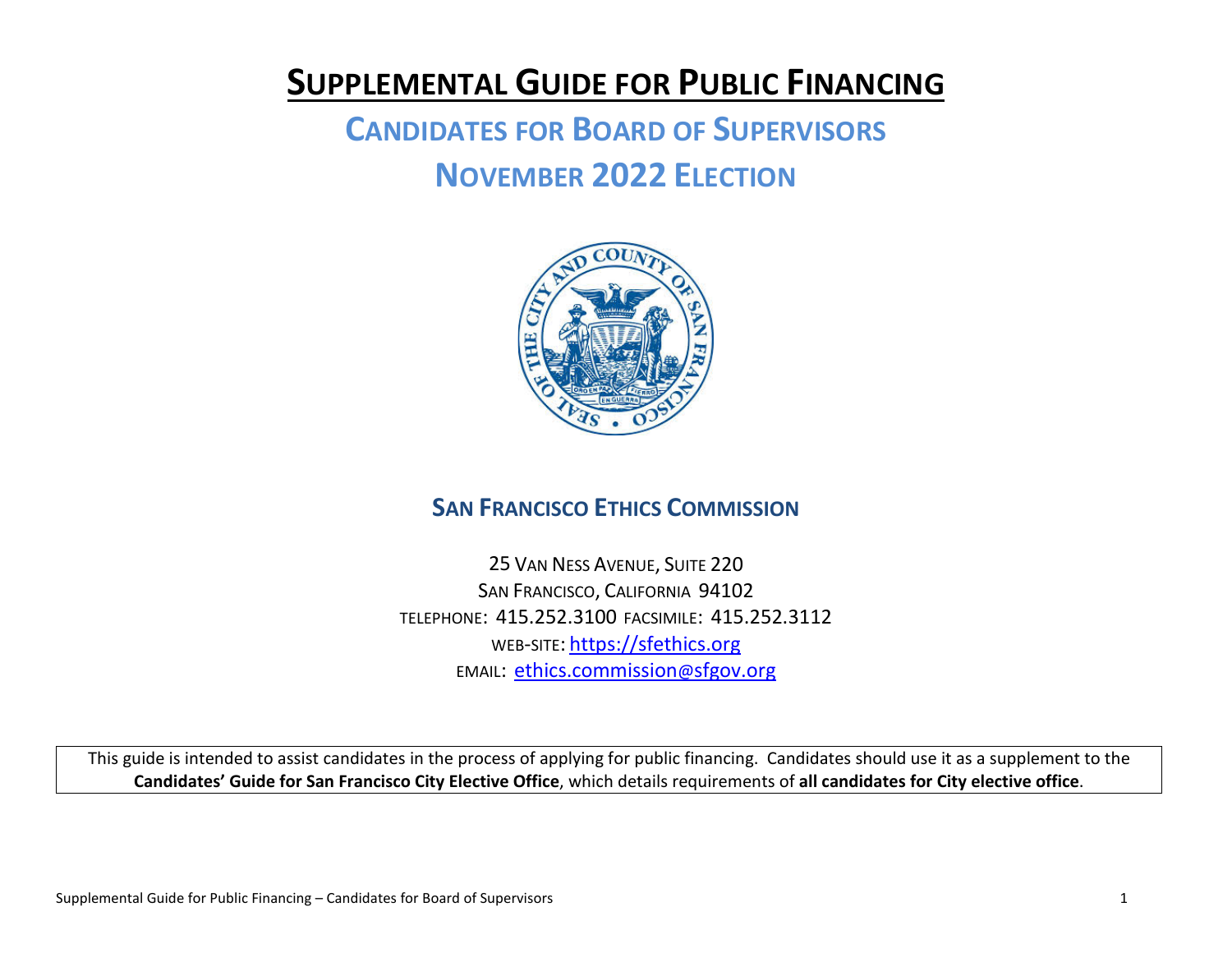# Supplemental Guide for Public Financing

## Candidates for Board of Supervisors

## November 2022 Election

### San Francisco Ethics Commission

25 Van Ness Avenue, Suite 220
San Francisco, California 94102
Telephone: 415.252.3100 Facsimile: 415.252.3112
Web-site: https://sfethics.org
Email: ethics.commission@sfgov.org

This guide is intended to assist candidates in the process of applying for public financing. Candidates should use it as a supplement to the **Candidates' Guide for San Francisco City Elective Office**, which details requirements of **all candidates for City elective office**.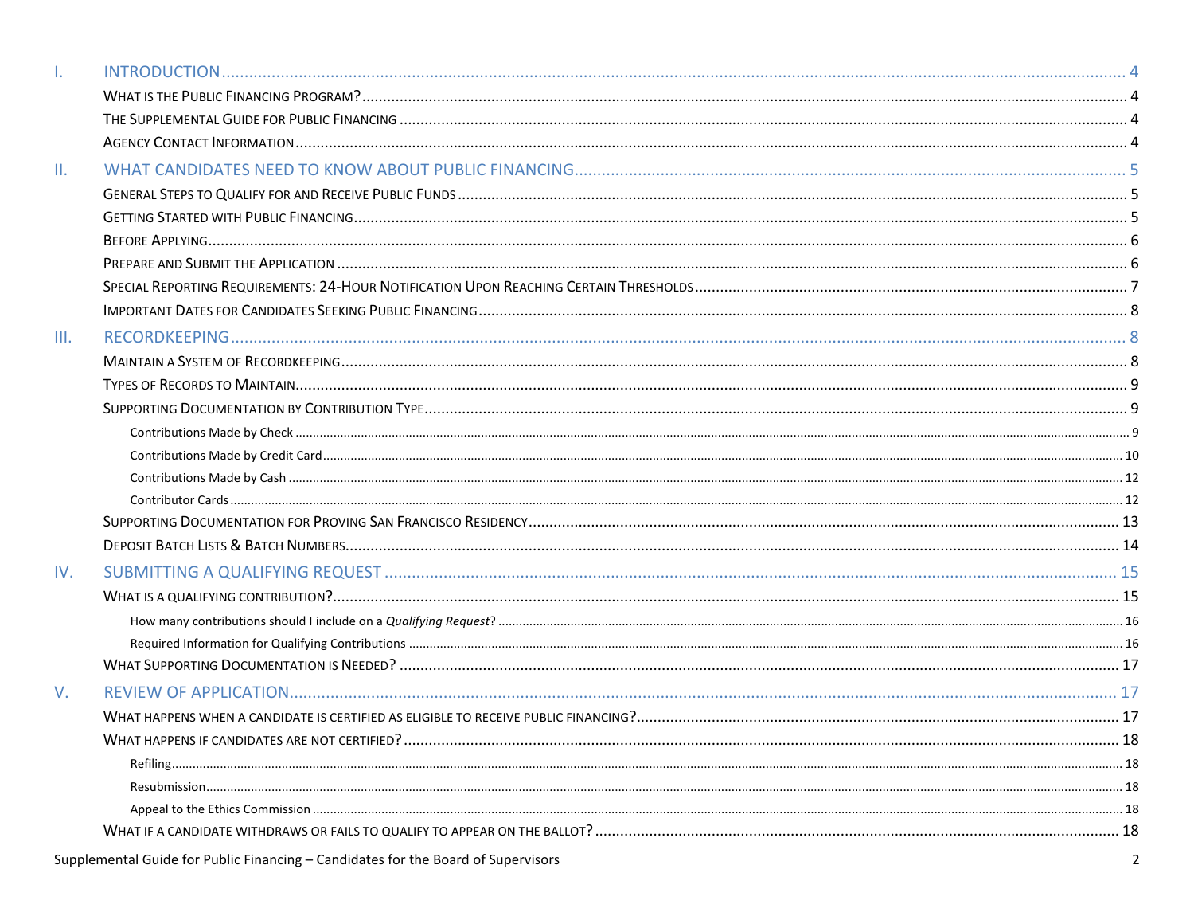- I. INTRODUCTION ........ 4
  - What is the Public Financing Program? ........ 4
  - The Supplemental Guide for Public Financing ........ 4
  - Agency Contact Information ........ 4
- II. WHAT CANDIDATES NEED TO KNOW ABOUT PUBLIC FINANCING ........ 5
  - General Steps to Qualify for and Receive Public Funds ........ 5
  - Getting Started with Public Financing ........ 5
  - Before Applying ........ 6
  - Prepare and Submit the Application ........ 6
  - Special Reporting Requirements: 24-Hour Notification Upon Reaching Certain Thresholds ........ 7
  - Important Dates for Candidates Seeking Public Financing ........ 8
- III. RECORDKEEPING ........ 8
  - Maintain a System of Recordkeeping ........ 8
  - Types of Records to Maintain ........ 9
  - Supporting Documentation by Contribution Type ........ 9
    - Contributions Made by Check ........ 9
    - Contributions Made by Credit Card ........ 10
    - Contributions Made by Cash ........ 12
    - Contributor Cards ........ 12
  - Supporting Documentation for Proving San Francisco Residency ........ 13
  - Deposit Batch Lists & Batch Numbers ........ 14
- IV. SUBMITTING A QUALIFYING REQUEST ........ 15
  - What is a qualifying contribution? ........ 15
    - How many contributions should I include on a *Qualifying Request*? ........ 16
    - Required Information for Qualifying Contributions ........ 16
  - What Supporting Documentation is Needed? ........ 17
- V. REVIEW OF APPLICATION ........ 17
  - What happens when a candidate is certified as eligible to receive public financing? ........ 17
  - What happens if candidates are not certified? ........ 18
    - Refiling ........ 18
    - Resubmission ........ 18
    - Appeal to the Ethics Commission ........ 18
  - What if a candidate withdraws or fails to qualify to appear on the ballot? ........ 18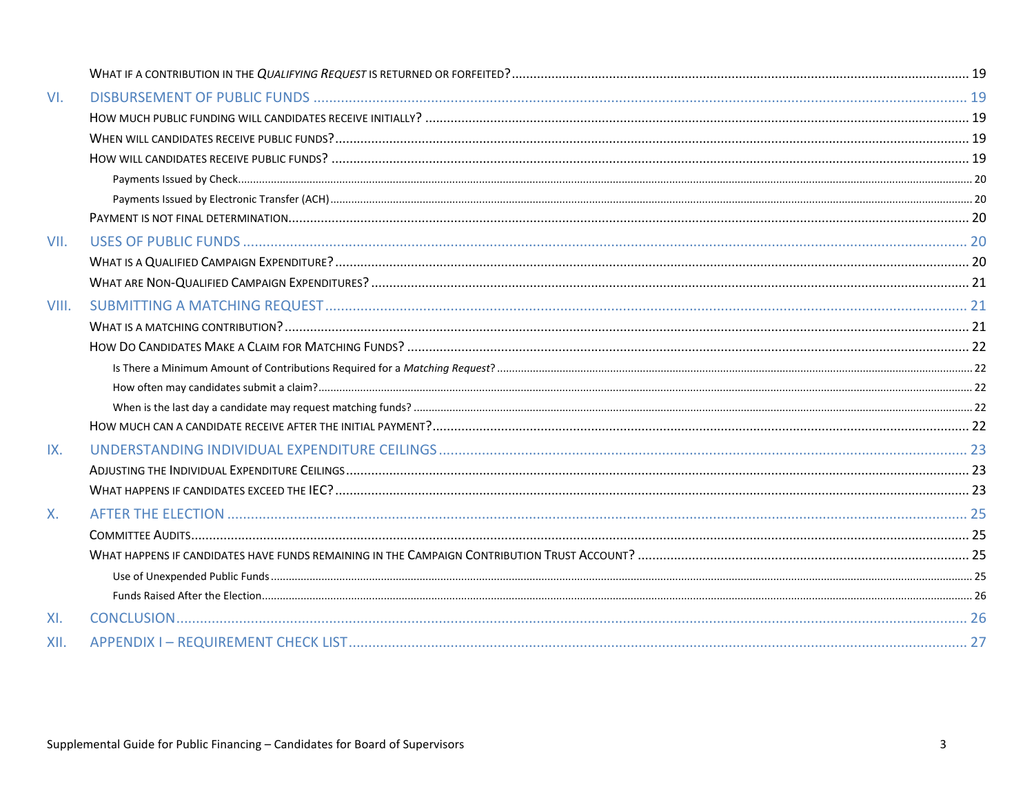- What if a contribution in the *Qualifying Request* is returned or forfeited? ..... 19

VI. Disbursement of Public Funds ..... 19
- How much public funding will candidates receive initially? ..... 19
- When will candidates receive public funds? ..... 19
- How will candidates receive public funds? ..... 19
  - Payments Issued by Check ..... 20
  - Payments Issued by Electronic Transfer (ACH) ..... 20
- Payment is not final determination ..... 20

VII. Uses of Public Funds ..... 20
- What is a Qualified Campaign Expenditure? ..... 20
- What are Non-Qualified Campaign Expenditures? ..... 21

VIII. Submitting a Matching Request ..... 21
- What is a matching contribution? ..... 21
- How Do Candidates Make a Claim for Matching Funds? ..... 22
  - Is There a Minimum Amount of Contributions Required for a *Matching Request*? ..... 22
  - How often may candidates submit a claim? ..... 22
  - When is the last day a candidate may request matching funds? ..... 22
- How much can a candidate receive after the initial payment? ..... 22

IX. Understanding Individual Expenditure Ceilings ..... 23
- Adjusting the Individual Expenditure Ceilings ..... 23
- What happens if candidates exceed the IEC? ..... 23

X. After the Election ..... 25
- Committee Audits ..... 25
- What happens if candidates have funds remaining in the Campaign Contribution Trust Account? ..... 25
  - Use of Unexpended Public Funds ..... 25
  - Funds Raised After the Election ..... 26

XI. Conclusion ..... 26

XII. Appendix I – Requirement Check List ..... 27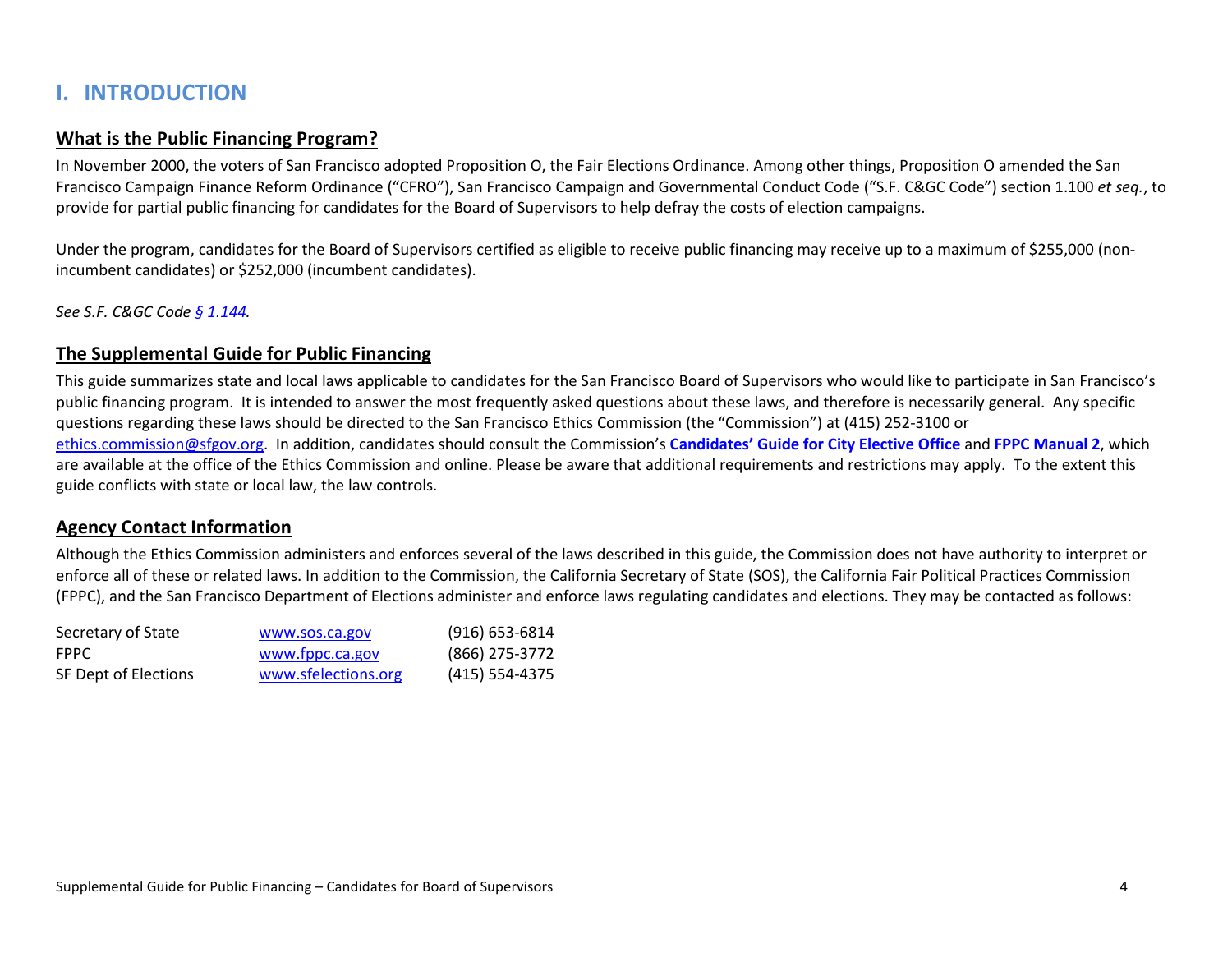# I. INTRODUCTION

## What is the Public Financing Program?

In November 2000, the voters of San Francisco adopted Proposition O, the Fair Elections Ordinance. Among other things, Proposition O amended the San Francisco Campaign Finance Reform Ordinance ("CFRO"), San Francisco Campaign and Governmental Conduct Code ("S.F. C&GC Code") section 1.100 *et seq.*, to provide for partial public financing for candidates for the Board of Supervisors to help defray the costs of election campaigns.

Under the program, candidates for the Board of Supervisors certified as eligible to receive public financing may receive up to a maximum of $255,000 (non-incumbent candidates) or $252,000 (incumbent candidates).

*See S.F. C&GC Code § 1.144.*

## The Supplemental Guide for Public Financing

This guide summarizes state and local laws applicable to candidates for the San Francisco Board of Supervisors who would like to participate in San Francisco's public financing program. It is intended to answer the most frequently asked questions about these laws, and therefore is necessarily general. Any specific questions regarding these laws should be directed to the San Francisco Ethics Commission (the "Commission") at (415) 252-3100 or ethics.commission@sfgov.org. In addition, candidates should consult the Commission's **Candidates' Guide for City Elective Office** and **FPPC Manual 2**, which are available at the office of the Ethics Commission and online. Please be aware that additional requirements and restrictions may apply. To the extent this guide conflicts with state or local law, the law controls.

## Agency Contact Information

Although the Ethics Commission administers and enforces several of the laws described in this guide, the Commission does not have authority to interpret or enforce all of these or related laws. In addition to the Commission, the California Secretary of State (SOS), the California Fair Political Practices Commission (FPPC), and the San Francisco Department of Elections administer and enforce laws regulating candidates and elections. They may be contacted as follows:

| | | |
|---|---|---|
| Secretary of State | www.sos.ca.gov | (916) 653-6814 |
| FPPC | www.fppc.ca.gov | (866) 275-3772 |
| SF Dept of Elections | www.sfelections.org | (415) 554-4375 |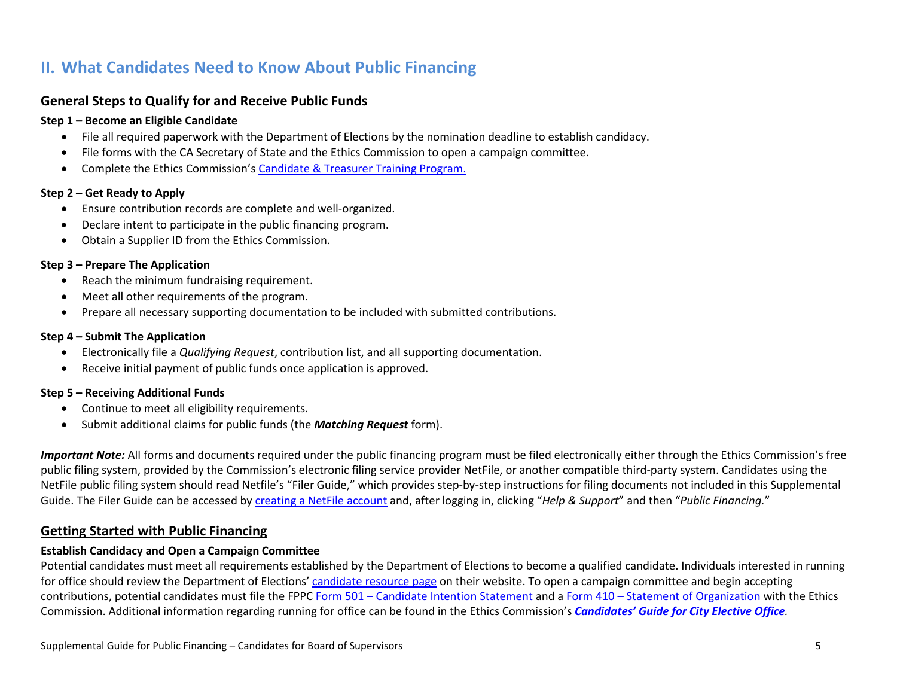## II. What Candidates Need to Know About Public Financing

### General Steps to Qualify for and Receive Public Funds

**Step 1 – Become an Eligible Candidate**

- File all required paperwork with the Department of Elections by the nomination deadline to establish candidacy.
- File forms with the CA Secretary of State and the Ethics Commission to open a campaign committee.
- Complete the Ethics Commission's Candidate & Treasurer Training Program.

**Step 2 – Get Ready to Apply**

- Ensure contribution records are complete and well-organized.
- Declare intent to participate in the public financing program.
- Obtain a Supplier ID from the Ethics Commission.

**Step 3 – Prepare The Application**

- Reach the minimum fundraising requirement.
- Meet all other requirements of the program.
- Prepare all necessary supporting documentation to be included with submitted contributions.

**Step 4 – Submit The Application**

- Electronically file a *Qualifying Request*, contribution list, and all supporting documentation.
- Receive initial payment of public funds once application is approved.

**Step 5 – Receiving Additional Funds**

- Continue to meet all eligibility requirements.
- Submit additional claims for public funds (the ***Matching Request*** form).

***Important Note:*** All forms and documents required under the public financing program must be filed electronically either through the Ethics Commission's free public filing system, provided by the Commission's electronic filing service provider NetFile, or another compatible third-party system. Candidates using the NetFile public filing system should read Netfile's "Filer Guide," which provides step-by-step instructions for filing documents not included in this Supplemental Guide. The Filer Guide can be accessed by creating a NetFile account and, after logging in, clicking "*Help & Support*" and then "*Public Financing.*"

### Getting Started with Public Financing

**Establish Candidacy and Open a Campaign Committee**

Potential candidates must meet all requirements established by the Department of Elections to become a qualified candidate. Individuals interested in running for office should review the Department of Elections' candidate resource page on their website. To open a campaign committee and begin accepting contributions, potential candidates must file the FPPC Form 501 – Candidate Intention Statement and a Form 410 – Statement of Organization with the Ethics Commission. Additional information regarding running for office can be found in the Ethics Commission's ***Candidates' Guide for City Elective Office***.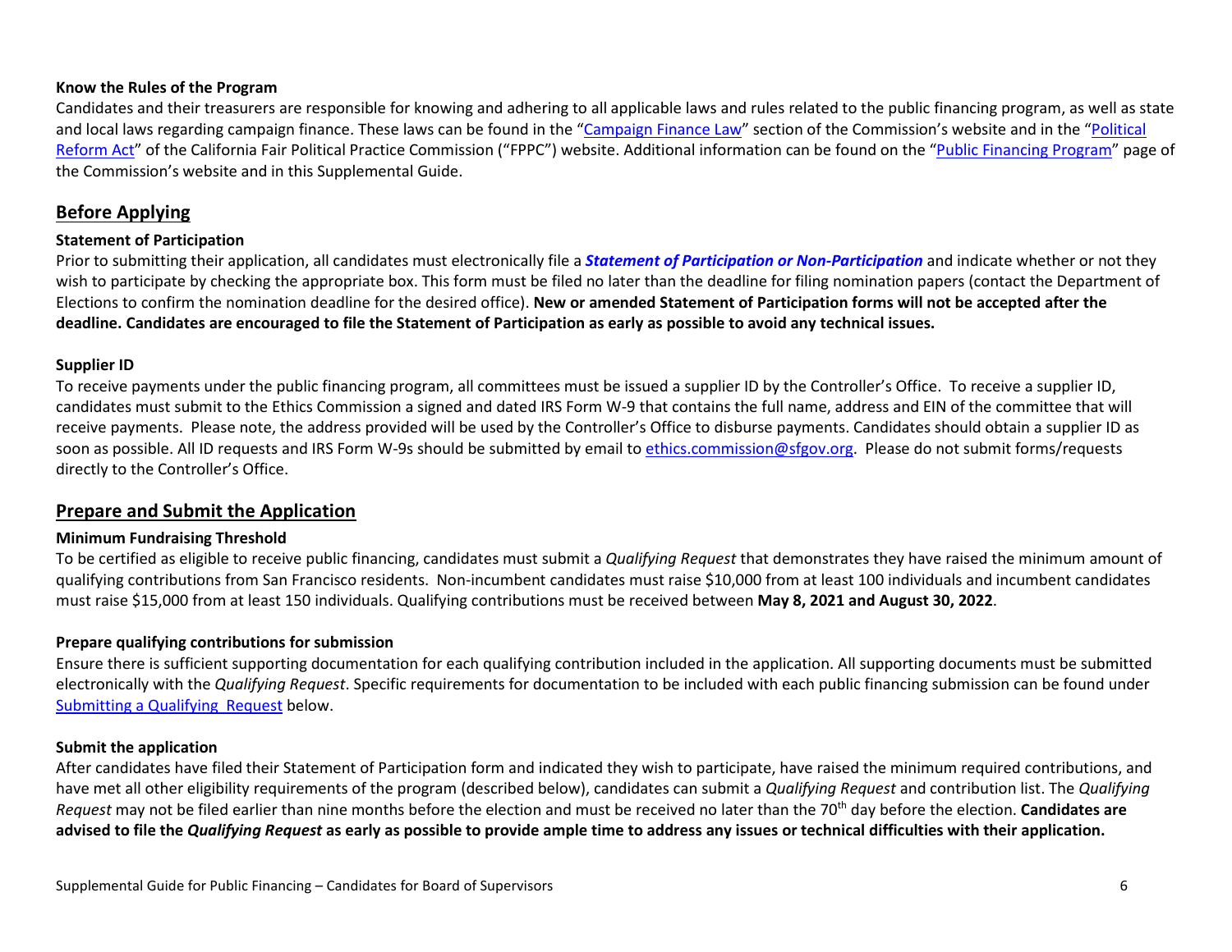### Know the Rules of the Program

Candidates and their treasurers are responsible for knowing and adhering to all applicable laws and rules related to the public financing program, as well as state and local laws regarding campaign finance. These laws can be found in the "Campaign Finance Law" section of the Commission's website and in the "Political Reform Act" of the California Fair Political Practice Commission ("FPPC") website. Additional information can be found on the "Public Financing Program" page of the Commission's website and in this Supplemental Guide.

## Before Applying

### Statement of Participation

Prior to submitting their application, all candidates must electronically file a ***Statement of Participation or Non-Participation*** and indicate whether or not they wish to participate by checking the appropriate box. This form must be filed no later than the deadline for filing nomination papers (contact the Department of Elections to confirm the nomination deadline for the desired office). **New or amended Statement of Participation forms will not be accepted after the deadline. Candidates are encouraged to file the Statement of Participation as early as possible to avoid any technical issues.**

### Supplier ID

To receive payments under the public financing program, all committees must be issued a supplier ID by the Controller's Office. To receive a supplier ID, candidates must submit to the Ethics Commission a signed and dated IRS Form W-9 that contains the full name, address and EIN of the committee that will receive payments. Please note, the address provided will be used by the Controller's Office to disburse payments. Candidates should obtain a supplier ID as soon as possible. All ID requests and IRS Form W-9s should be submitted by email to ethics.commission@sfgov.org. Please do not submit forms/requests directly to the Controller's Office.

## Prepare and Submit the Application

### Minimum Fundraising Threshold

To be certified as eligible to receive public financing, candidates must submit a *Qualifying Request* that demonstrates they have raised the minimum amount of qualifying contributions from San Francisco residents. Non-incumbent candidates must raise $10,000 from at least 100 individuals and incumbent candidates must raise $15,000 from at least 150 individuals. Qualifying contributions must be received between **May 8, 2021 and August 30, 2022**.

### Prepare qualifying contributions for submission

Ensure there is sufficient supporting documentation for each qualifying contribution included in the application. All supporting documents must be submitted electronically with the *Qualifying Request*. Specific requirements for documentation to be included with each public financing submission can be found under Submitting a Qualifying Request below.

### Submit the application

After candidates have filed their Statement of Participation form and indicated they wish to participate, have raised the minimum required contributions, and have met all other eligibility requirements of the program (described below), candidates can submit a *Qualifying Request* and contribution list. The *Qualifying Request* may not be filed earlier than nine months before the election and must be received no later than the 70th day before the election. **Candidates are advised to file the *Qualifying Request* as early as possible to provide ample time to address any issues or technical difficulties with their application.**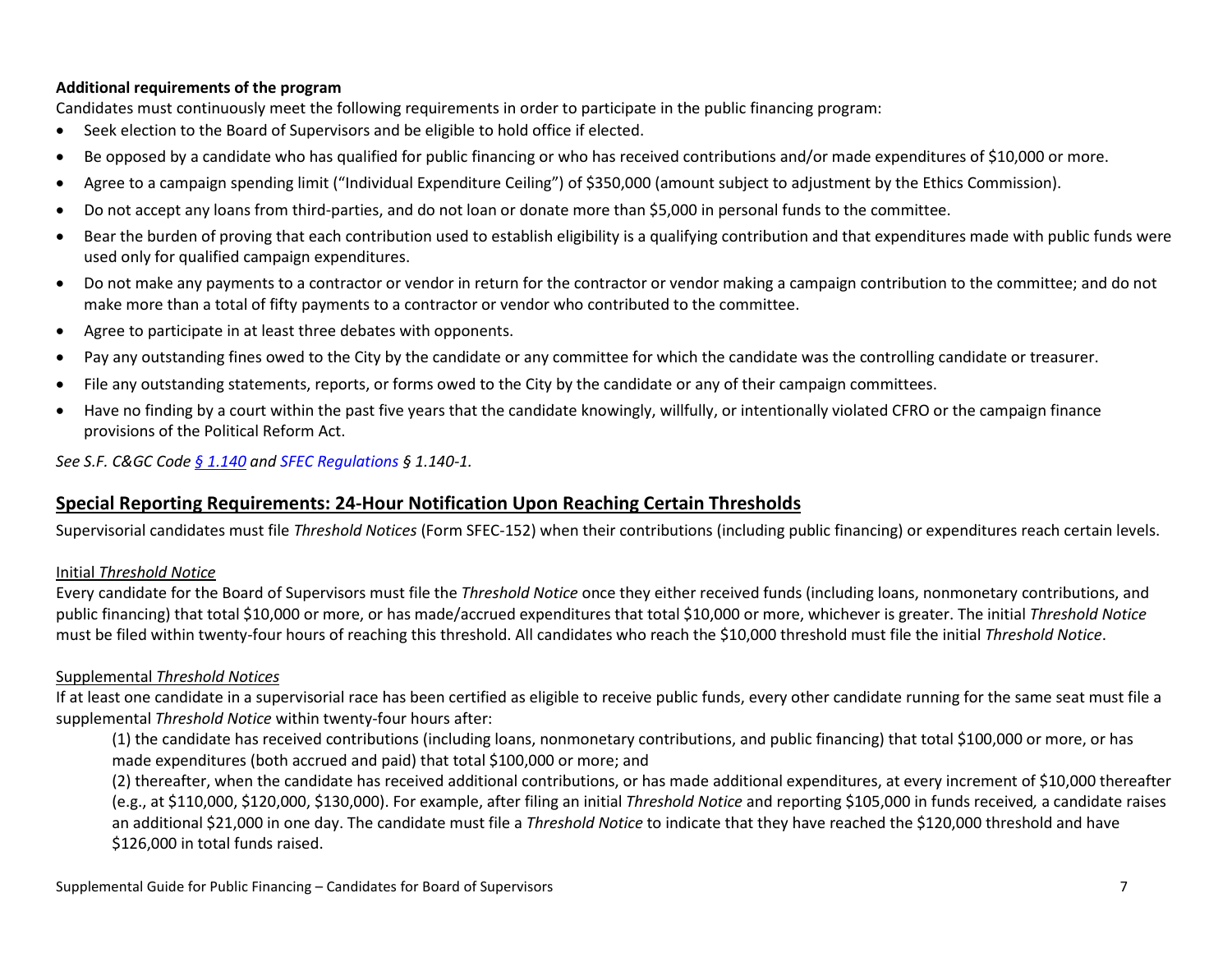**Additional requirements of the program**

Candidates must continuously meet the following requirements in order to participate in the public financing program:

- Seek election to the Board of Supervisors and be eligible to hold office if elected.
- Be opposed by a candidate who has qualified for public financing or who has received contributions and/or made expenditures of $10,000 or more.
- Agree to a campaign spending limit ("Individual Expenditure Ceiling") of $350,000 (amount subject to adjustment by the Ethics Commission).
- Do not accept any loans from third-parties, and do not loan or donate more than $5,000 in personal funds to the committee.
- Bear the burden of proving that each contribution used to establish eligibility is a qualifying contribution and that expenditures made with public funds were used only for qualified campaign expenditures.
- Do not make any payments to a contractor or vendor in return for the contractor or vendor making a campaign contribution to the committee; and do not make more than a total of fifty payments to a contractor or vendor who contributed to the committee.
- Agree to participate in at least three debates with opponents.
- Pay any outstanding fines owed to the City by the candidate or any committee for which the candidate was the controlling candidate or treasurer.
- File any outstanding statements, reports, or forms owed to the City by the candidate or any of their campaign committees.
- Have no finding by a court within the past five years that the candidate knowingly, willfully, or intentionally violated CFRO or the campaign finance provisions of the Political Reform Act.

*See S.F. C&GC Code § 1.140 and SFEC Regulations § 1.140-1.*

## Special Reporting Requirements: 24-Hour Notification Upon Reaching Certain Thresholds

Supervisorial candidates must file *Threshold Notices* (Form SFEC-152) when their contributions (including public financing) or expenditures reach certain levels.

### Initial *Threshold Notice*

Every candidate for the Board of Supervisors must file the *Threshold Notice* once they either received funds (including loans, nonmonetary contributions, and public financing) that total $10,000 or more, or has made/accrued expenditures that total $10,000 or more, whichever is greater. The initial *Threshold Notice* must be filed within twenty-four hours of reaching this threshold. All candidates who reach the $10,000 threshold must file the initial *Threshold Notice*.

### Supplemental *Threshold Notices*

If at least one candidate in a supervisorial race has been certified as eligible to receive public funds, every other candidate running for the same seat must file a supplemental *Threshold Notice* within twenty-four hours after:

(1) the candidate has received contributions (including loans, nonmonetary contributions, and public financing) that total $100,000 or more, or has made expenditures (both accrued and paid) that total $100,000 or more; and

(2) thereafter, when the candidate has received additional contributions, or has made additional expenditures, at every increment of $10,000 thereafter (e.g., at $110,000, $120,000, $130,000). For example, after filing an initial *Threshold Notice* and reporting $105,000 in funds received*,* a candidate raises an additional $21,000 in one day. The candidate must file a *Threshold Notice* to indicate that they have reached the $120,000 threshold and have $126,000 in total funds raised.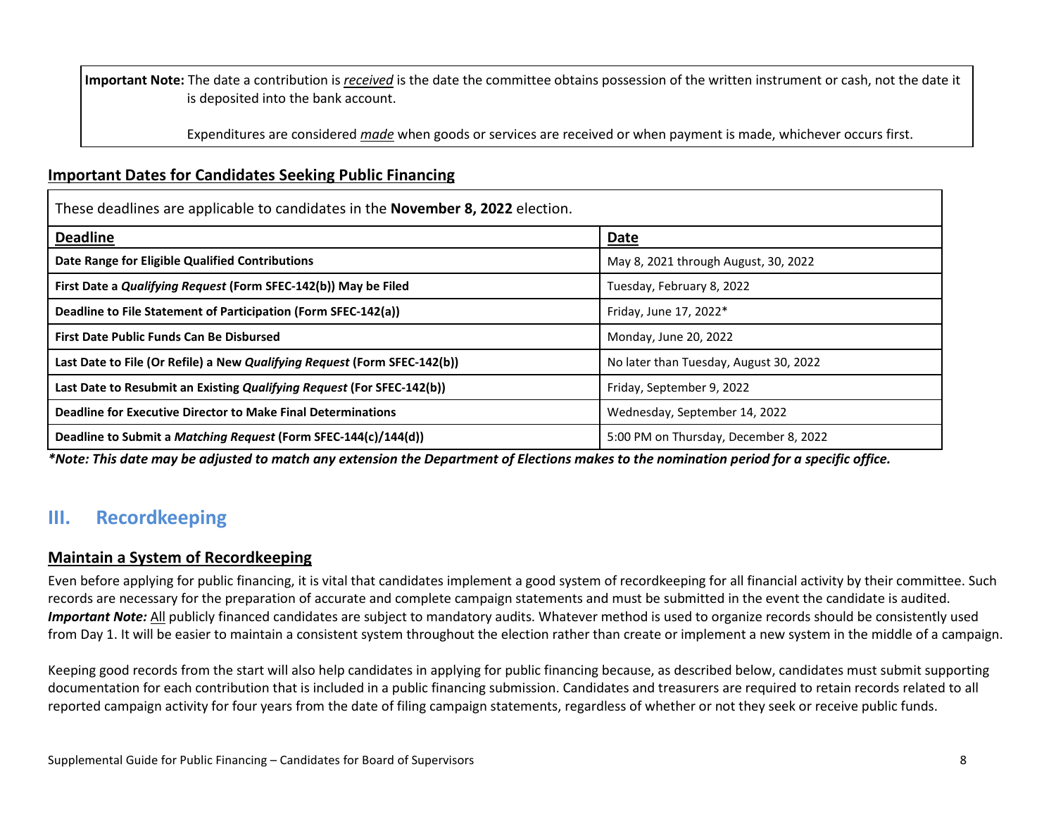**Important Note:** The date a contribution is ***received*** is the date the committee obtains possession of the written instrument or cash, not the date it is deposited into the bank account.

Expenditures are considered ***made*** when goods or services are received or when payment is made, whichever occurs first.

## Important Dates for Candidates Seeking Public Financing

These deadlines are applicable to candidates in the **November 8, 2022** election.

| Deadline | Date |
|---|---|
| **Date Range for Eligible Qualified Contributions** | May 8, 2021 through August, 30, 2022 |
| **First Date a *Qualifying Request* (Form SFEC-142(b)) May be Filed** | Tuesday, February 8, 2022 |
| **Deadline to File Statement of Participation (Form SFEC-142(a))** | Friday, June 17, 2022* |
| **First Date Public Funds Can Be Disbursed** | Monday, June 20, 2022 |
| **Last Date to File (Or Refile) a New *Qualifying Request* (Form SFEC-142(b))** | No later than Tuesday, August 30, 2022 |
| **Last Date to Resubmit an Existing *Qualifying Request* (For SFEC-142(b))** | Friday, September 9, 2022 |
| **Deadline for Executive Director to Make Final Determinations** | Wednesday, September 14, 2022 |
| **Deadline to Submit a *Matching Request* (Form SFEC-144(c)/144(d))** | 5:00 PM on Thursday, December 8, 2022 |

***Note: This date may be adjusted to match any extension the Department of Elections makes to the nomination period for a specific office.***

# III. Recordkeeping

## Maintain a System of Recordkeeping

Even before applying for public financing, it is vital that candidates implement a good system of recordkeeping for all financial activity by their committee. Such records are necessary for the preparation of accurate and complete campaign statements and must be submitted in the event the candidate is audited. ***Important Note:*** All publicly financed candidates are subject to mandatory audits. Whatever method is used to organize records should be consistently used from Day 1. It will be easier to maintain a consistent system throughout the election rather than create or implement a new system in the middle of a campaign.

Keeping good records from the start will also help candidates in applying for public financing because, as described below, candidates must submit supporting documentation for each contribution that is included in a public financing submission. Candidates and treasurers are required to retain records related to all reported campaign activity for four years from the date of filing campaign statements, regardless of whether or not they seek or receive public funds.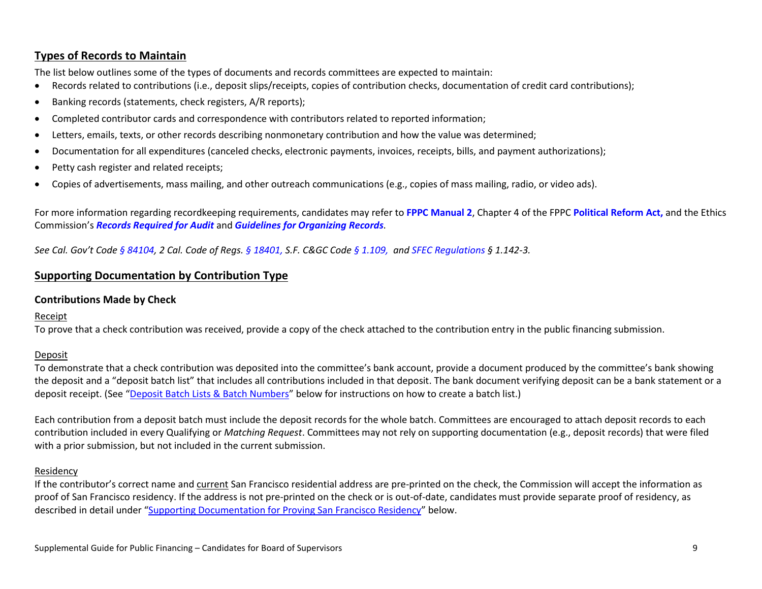## Types of Records to Maintain

The list below outlines some of the types of documents and records committees are expected to maintain:

- Records related to contributions (i.e., deposit slips/receipts, copies of contribution checks, documentation of credit card contributions);
- Banking records (statements, check registers, A/R reports);
- Completed contributor cards and correspondence with contributors related to reported information;
- Letters, emails, texts, or other records describing nonmonetary contribution and how the value was determined;
- Documentation for all expenditures (canceled checks, electronic payments, invoices, receipts, bills, and payment authorizations);
- Petty cash register and related receipts;
- Copies of advertisements, mass mailing, and other outreach communications (e.g., copies of mass mailing, radio, or video ads).

For more information regarding recordkeeping requirements, candidates may refer to **FPPC Manual 2**, Chapter 4 of the FPPC **Political Reform Act,** and the Ethics Commission's ***Records Required for Audit*** and ***Guidelines for Organizing Records***.

*See Cal. Gov't Code § 84104, 2 Cal. Code of Regs. § 18401, S.F. C&GC Code § 1.109, and SFEC Regulations § 1.142-3.*

## Supporting Documentation by Contribution Type

### Contributions Made by Check

Receipt

To prove that a check contribution was received, provide a copy of the check attached to the contribution entry in the public financing submission.

Deposit

To demonstrate that a check contribution was deposited into the committee's bank account, provide a document produced by the committee's bank showing the deposit and a "deposit batch list" that includes all contributions included in that deposit. The bank document verifying deposit can be a bank statement or a deposit receipt. (See "Deposit Batch Lists & Batch Numbers" below for instructions on how to create a batch list.)

Each contribution from a deposit batch must include the deposit records for the whole batch. Committees are encouraged to attach deposit records to each contribution included in every Qualifying or *Matching Request*. Committees may not rely on supporting documentation (e.g., deposit records) that were filed with a prior submission, but not included in the current submission.

Residency

If the contributor's correct name and current San Francisco residential address are pre-printed on the check, the Commission will accept the information as proof of San Francisco residency. If the address is not pre-printed on the check or is out-of-date, candidates must provide separate proof of residency, as described in detail under "Supporting Documentation for Proving San Francisco Residency" below.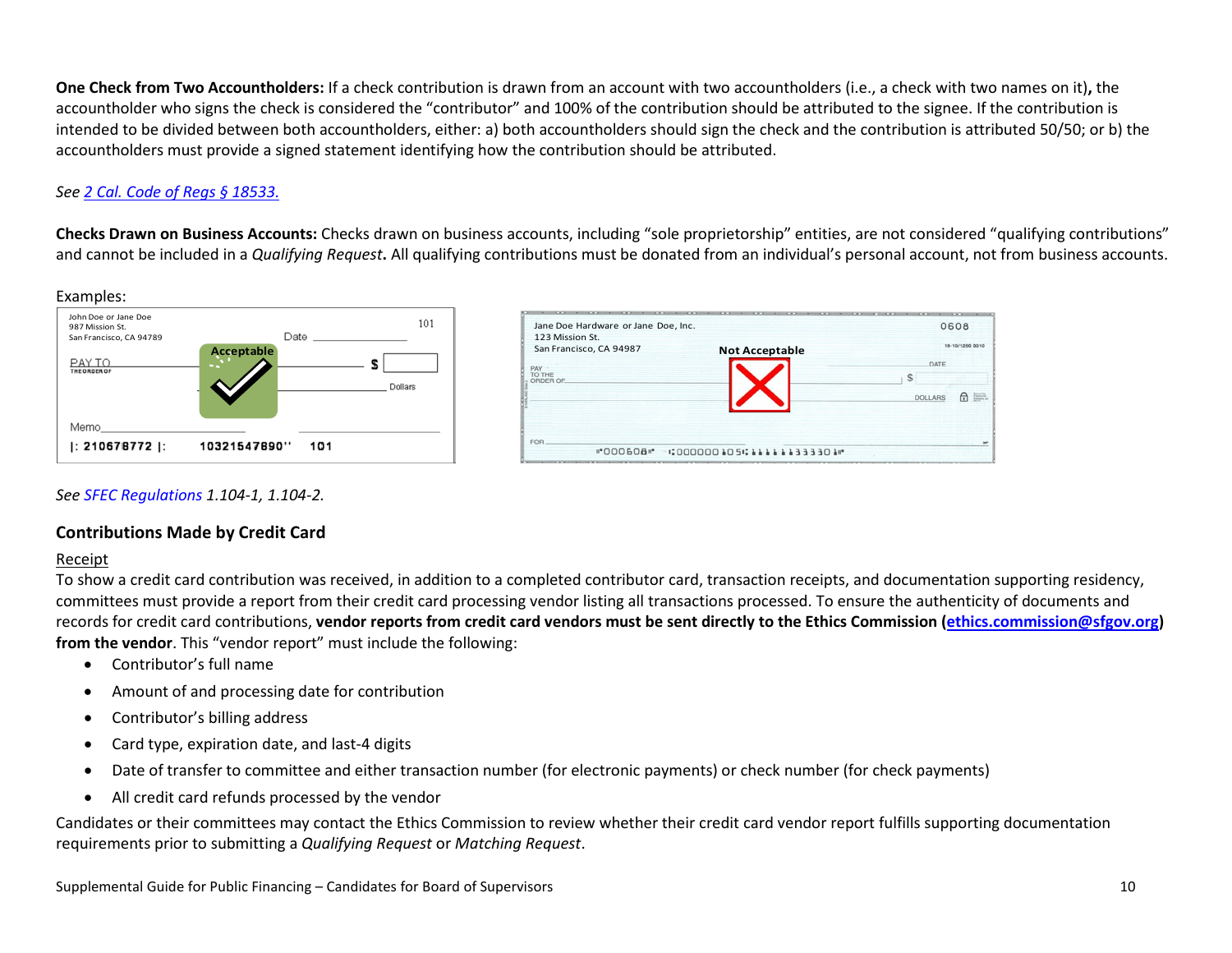**One Check from Two Accountholders:** If a check contribution is drawn from an account with two accountholders (i.e., a check with two names on it)**,** the accountholder who signs the check is considered the "contributor" and 100% of the contribution should be attributed to the signee. If the contribution is intended to be divided between both accountholders, either: a) both accountholders should sign the check and the contribution is attributed 50/50; or b) the accountholders must provide a signed statement identifying how the contribution should be attributed.

*See [2 Cal. Code of Regs § 18533.]()*

**Checks Drawn on Business Accounts:** Checks drawn on business accounts, including "sole proprietorship" entities, are not considered "qualifying contributions" and cannot be included in a *Qualifying Request***.** All qualifying contributions must be donated from an individual's personal account, not from business accounts.

Examples:

John Doe or Jane Doe
987 Mission St.
San Francisco, CA 94789

Acceptable

Jane Doe Hardware or Jane Doe, Inc.
123 Mission St.
San Francisco, CA 94987

Not Acceptable

*See [SFEC Regulations]() 1.104-1, 1.104-2.*

### Contributions Made by Credit Card

Receipt

To show a credit card contribution was received, in addition to a completed contributor card, transaction receipts, and documentation supporting residency, committees must provide a report from their credit card processing vendor listing all transactions processed. To ensure the authenticity of documents and records for credit card contributions, **vendor reports from credit card vendors must be sent directly to the Ethics Commission ([ethics.commission@sfgov.org]()) from the vendor**. This "vendor report" must include the following:

- Contributor's full name
- Amount of and processing date for contribution
- Contributor's billing address
- Card type, expiration date, and last-4 digits
- Date of transfer to committee and either transaction number (for electronic payments) or check number (for check payments)
- All credit card refunds processed by the vendor

Candidates or their committees may contact the Ethics Commission to review whether their credit card vendor report fulfills supporting documentation requirements prior to submitting a *Qualifying Request* or *Matching Request*.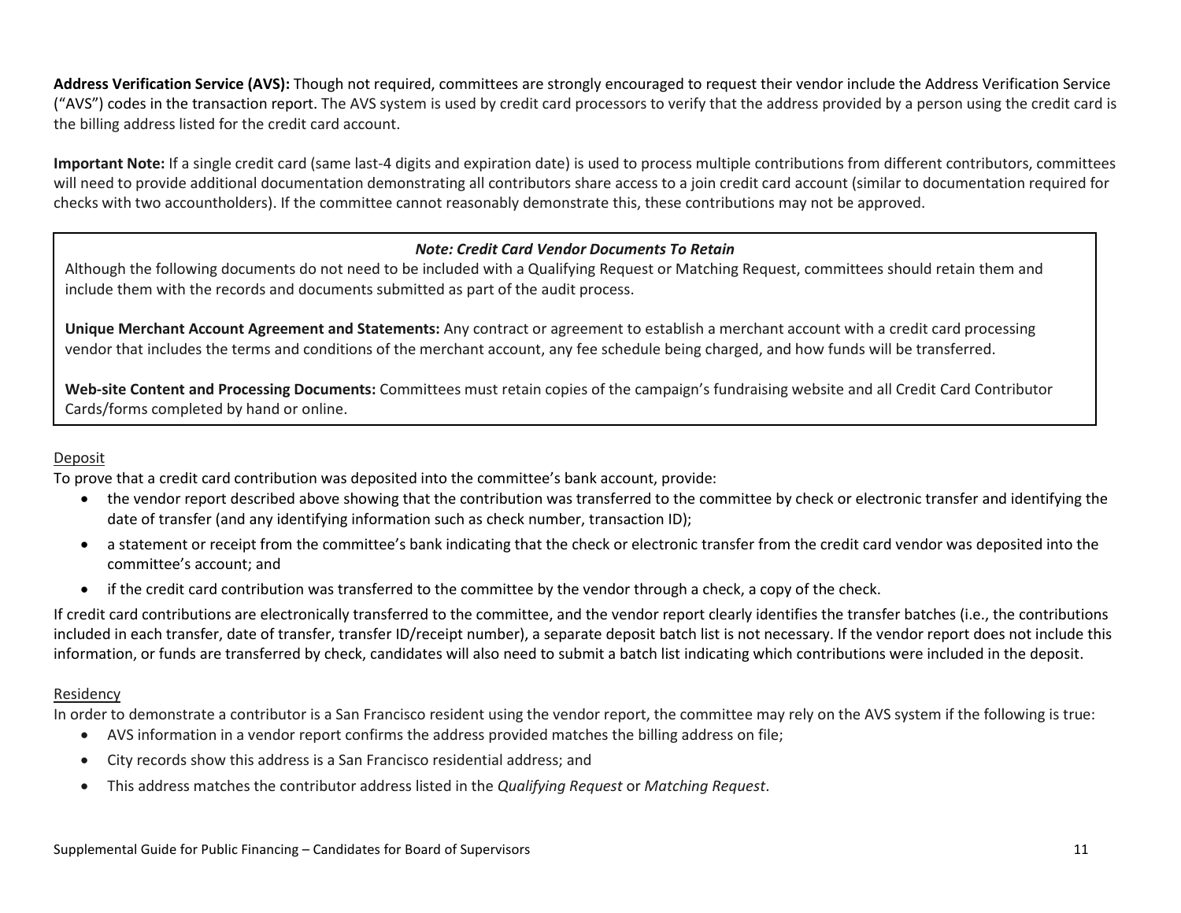**Address Verification Service (AVS):** Though not required, committees are strongly encouraged to request their vendor include the Address Verification Service ("AVS") codes in the transaction report. The AVS system is used by credit card processors to verify that the address provided by a person using the credit card is the billing address listed for the credit card account.

**Important Note:** If a single credit card (same last-4 digits and expiration date) is used to process multiple contributions from different contributors, committees will need to provide additional documentation demonstrating all contributors share access to a join credit card account (similar to documentation required for checks with two accountholders). If the committee cannot reasonably demonstrate this, these contributions may not be approved.

> ***Note: Credit Card Vendor Documents To Retain***
>
> Although the following documents do not need to be included with a Qualifying Request or Matching Request, committees should retain them and include them with the records and documents submitted as part of the audit process.
>
> **Unique Merchant Account Agreement and Statements:** Any contract or agreement to establish a merchant account with a credit card processing vendor that includes the terms and conditions of the merchant account, any fee schedule being charged, and how funds will be transferred.
>
> **Web-site Content and Processing Documents:** Committees must retain copies of the campaign's fundraising website and all Credit Card Contributor Cards/forms completed by hand or online.

<u>Deposit</u>

To prove that a credit card contribution was deposited into the committee's bank account, provide:

- the vendor report described above showing that the contribution was transferred to the committee by check or electronic transfer and identifying the date of transfer (and any identifying information such as check number, transaction ID);
- a statement or receipt from the committee's bank indicating that the check or electronic transfer from the credit card vendor was deposited into the committee's account; and
- if the credit card contribution was transferred to the committee by the vendor through a check, a copy of the check.

If credit card contributions are electronically transferred to the committee, and the vendor report clearly identifies the transfer batches (i.e., the contributions included in each transfer, date of transfer, transfer ID/receipt number), a separate deposit batch list is not necessary. If the vendor report does not include this information, or funds are transferred by check, candidates will also need to submit a batch list indicating which contributions were included in the deposit.

<u>Residency</u>

In order to demonstrate a contributor is a San Francisco resident using the vendor report, the committee may rely on the AVS system if the following is true:

- AVS information in a vendor report confirms the address provided matches the billing address on file;
- City records show this address is a San Francisco residential address; and
- This address matches the contributor address listed in the *Qualifying Request* or *Matching Request*.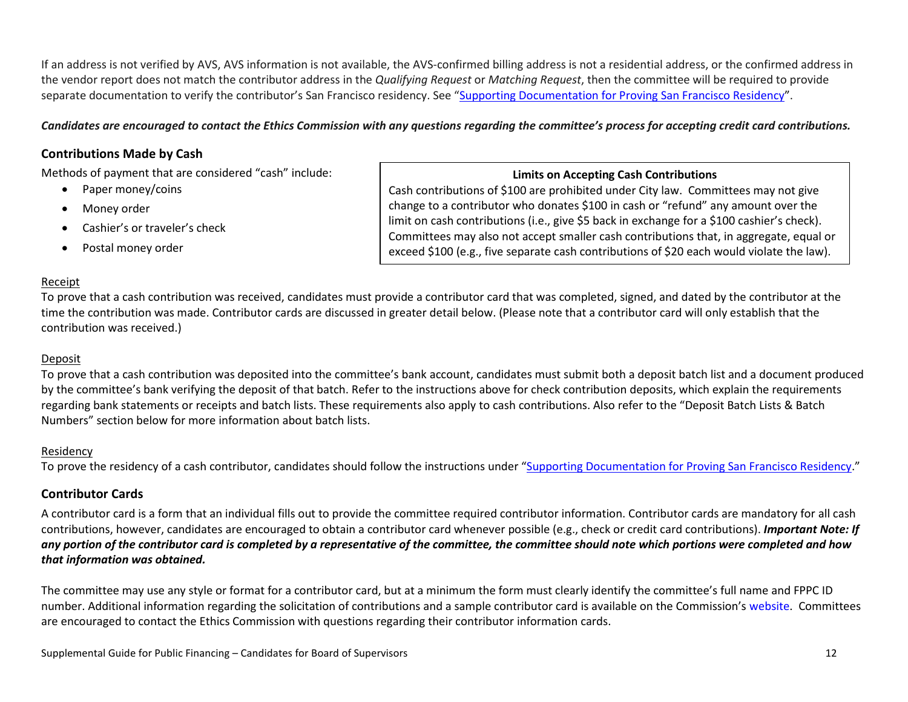If an address is not verified by AVS, AVS information is not available, the AVS-confirmed billing address is not a residential address, or the confirmed address in the vendor report does not match the contributor address in the *Qualifying Request* or *Matching Request*, then the committee will be required to provide separate documentation to verify the contributor's San Francisco residency. See "[Supporting Documentation for Proving San Francisco Residency]".

***Candidates are encouraged to contact the Ethics Commission with any questions regarding the committee's process for accepting credit card contributions.***

### Contributions Made by Cash

Methods of payment that are considered "cash" include:

- Paper money/coins
- Money order
- Cashier's or traveler's check
- Postal money order

> **Limits on Accepting Cash Contributions**
>
> Cash contributions of $100 are prohibited under City law. Committees may not give change to a contributor who donates $100 in cash or "refund" any amount over the limit on cash contributions (i.e., give $5 back in exchange for a $100 cashier's check). Committees may also not accept smaller cash contributions that, in aggregate, equal or exceed $100 (e.g., five separate cash contributions of $20 each would violate the law).

#### Receipt

To prove that a cash contribution was received, candidates must provide a contributor card that was completed, signed, and dated by the contributor at the time the contribution was made. Contributor cards are discussed in greater detail below. (Please note that a contributor card will only establish that the contribution was received.)

#### Deposit

To prove that a cash contribution was deposited into the committee's bank account, candidates must submit both a deposit batch list and a document produced by the committee's bank verifying the deposit of that batch. Refer to the instructions above for check contribution deposits, which explain the requirements regarding bank statements or receipts and batch lists. These requirements also apply to cash contributions. Also refer to the "Deposit Batch Lists & Batch Numbers" section below for more information about batch lists.

#### Residency

To prove the residency of a cash contributor, candidates should follow the instructions under "[Supporting Documentation for Proving San Francisco Residency]."

### Contributor Cards

A contributor card is a form that an individual fills out to provide the committee required contributor information. Contributor cards are mandatory for all cash contributions, however, candidates are encouraged to obtain a contributor card whenever possible (e.g., check or credit card contributions). ***Important Note: If any portion of the contributor card is completed by a representative of the committee, the committee should note which portions were completed and how that information was obtained.***

The committee may use any style or format for a contributor card, but at a minimum the form must clearly identify the committee's full name and FPPC ID number. Additional information regarding the solicitation of contributions and a sample contributor card is available on the Commission's website. Committees are encouraged to contact the Ethics Commission with questions regarding their contributor information cards.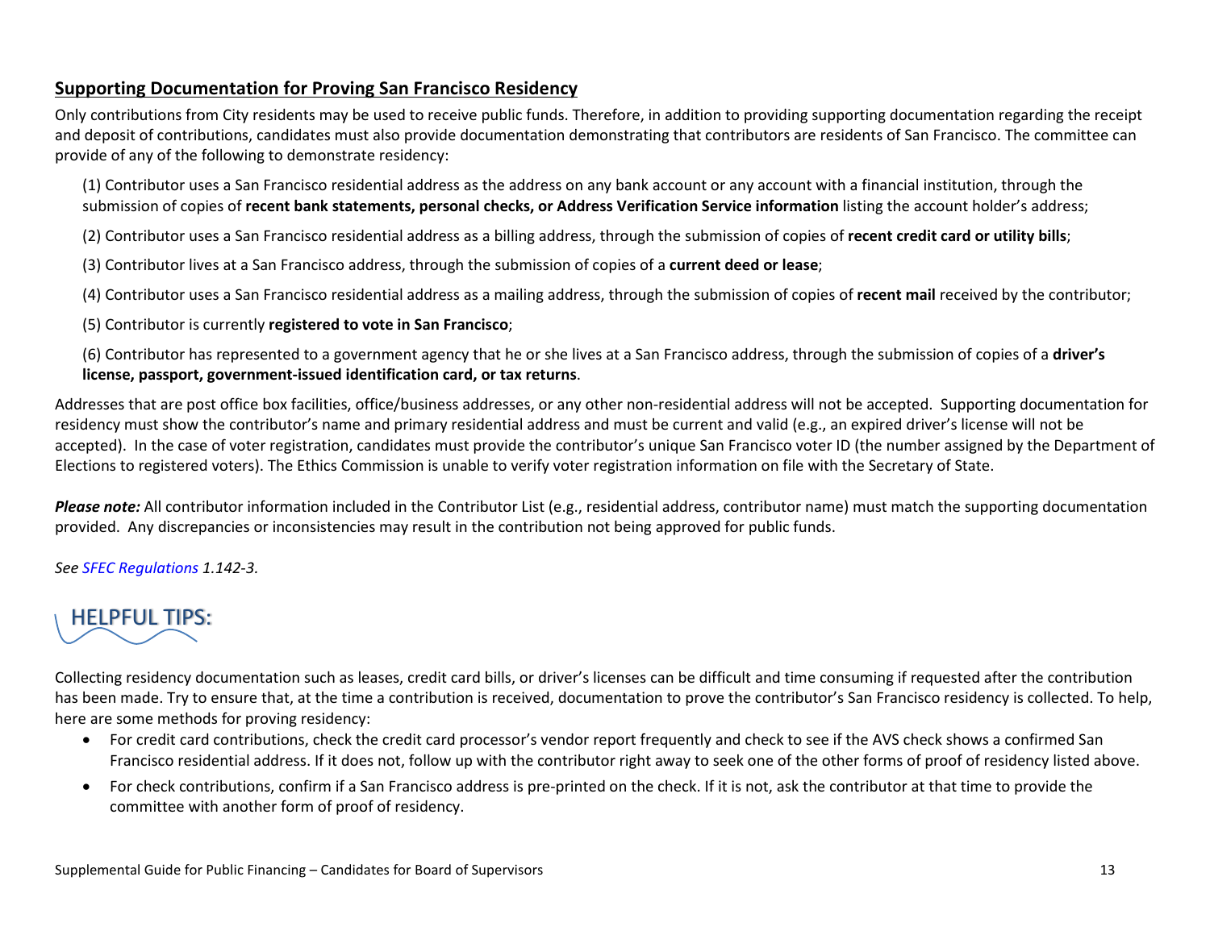## Supporting Documentation for Proving San Francisco Residency

Only contributions from City residents may be used to receive public funds. Therefore, in addition to providing supporting documentation regarding the receipt and deposit of contributions, candidates must also provide documentation demonstrating that contributors are residents of San Francisco. The committee can provide of any of the following to demonstrate residency:

(1) Contributor uses a San Francisco residential address as the address on any bank account or any account with a financial institution, through the submission of copies of **recent bank statements, personal checks, or Address Verification Service information** listing the account holder's address;

(2) Contributor uses a San Francisco residential address as a billing address, through the submission of copies of **recent credit card or utility bills**;

(3) Contributor lives at a San Francisco address, through the submission of copies of a **current deed or lease**;

(4) Contributor uses a San Francisco residential address as a mailing address, through the submission of copies of **recent mail** received by the contributor;

(5) Contributor is currently **registered to vote in San Francisco**;

(6) Contributor has represented to a government agency that he or she lives at a San Francisco address, through the submission of copies of a **driver's license, passport, government-issued identification card, or tax returns**.

Addresses that are post office box facilities, office/business addresses, or any other non-residential address will not be accepted. Supporting documentation for residency must show the contributor's name and primary residential address and must be current and valid (e.g., an expired driver's license will not be accepted). In the case of voter registration, candidates must provide the contributor's unique San Francisco voter ID (the number assigned by the Department of Elections to registered voters). The Ethics Commission is unable to verify voter registration information on file with the Secretary of State.

***Please note:*** All contributor information included in the Contributor List (e.g., residential address, contributor name) must match the supporting documentation provided. Any discrepancies or inconsistencies may result in the contribution not being approved for public funds.

*See SFEC Regulations 1.142-3.*

### HELPFUL TIPS:

Collecting residency documentation such as leases, credit card bills, or driver's licenses can be difficult and time consuming if requested after the contribution has been made. Try to ensure that, at the time a contribution is received, documentation to prove the contributor's San Francisco residency is collected. To help, here are some methods for proving residency:

- For credit card contributions, check the credit card processor's vendor report frequently and check to see if the AVS check shows a confirmed San Francisco residential address. If it does not, follow up with the contributor right away to seek one of the other forms of proof of residency listed above.
- For check contributions, confirm if a San Francisco address is pre-printed on the check. If it is not, ask the contributor at that time to provide the committee with another form of proof of residency.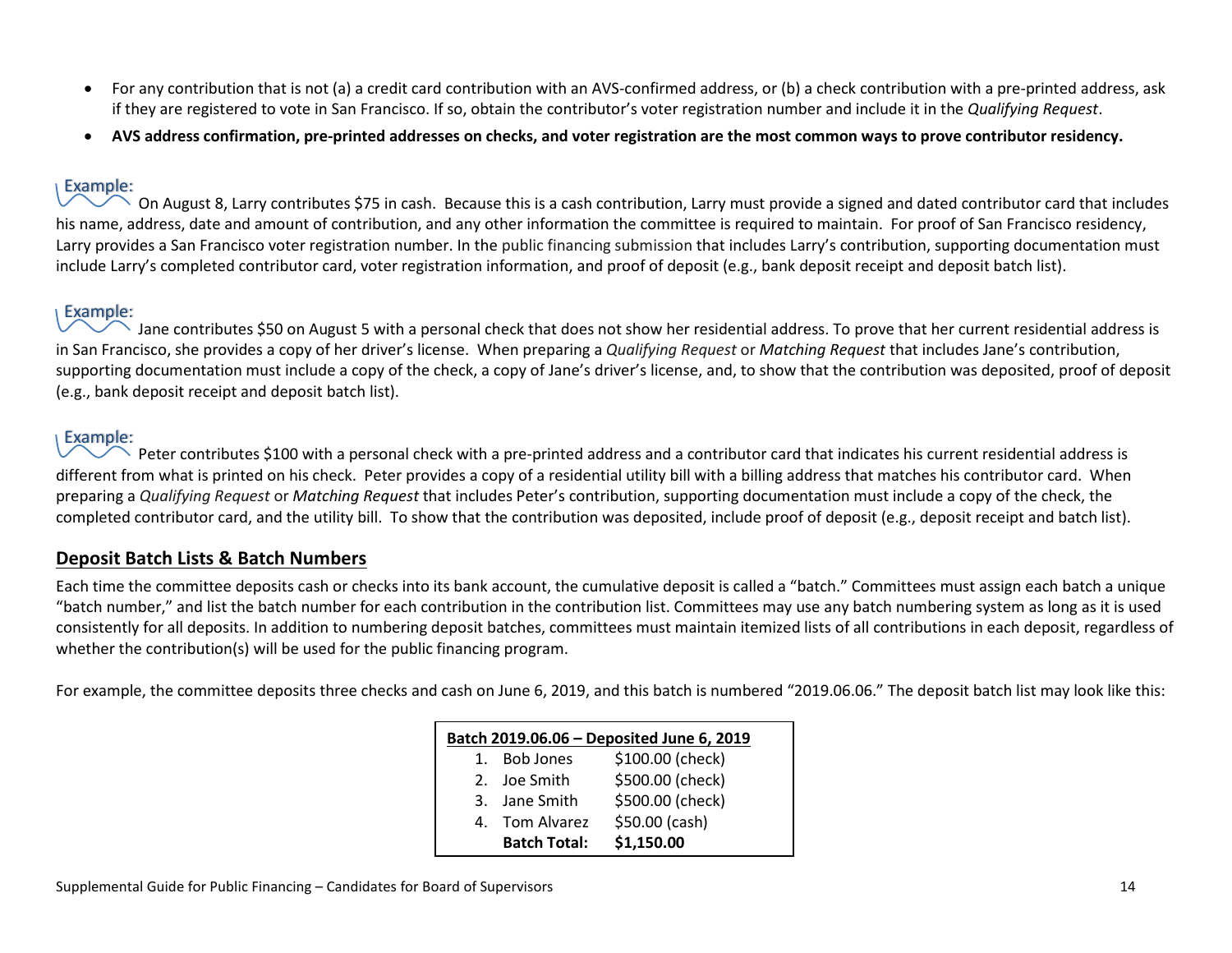- For any contribution that is not (a) a credit card contribution with an AVS-confirmed address, or (b) a check contribution with a pre-printed address, ask if they are registered to vote in San Francisco. If so, obtain the contributor's voter registration number and include it in the *Qualifying Request*.
- **AVS address confirmation, pre-printed addresses on checks, and voter registration are the most common ways to prove contributor residency.**

Example:

On August 8, Larry contributes $75 in cash. Because this is a cash contribution, Larry must provide a signed and dated contributor card that includes his name, address, date and amount of contribution, and any other information the committee is required to maintain. For proof of San Francisco residency, Larry provides a San Francisco voter registration number. In the public financing submission that includes Larry's contribution, supporting documentation must include Larry's completed contributor card, voter registration information, and proof of deposit (e.g., bank deposit receipt and deposit batch list).

Example:

Jane contributes $50 on August 5 with a personal check that does not show her residential address. To prove that her current residential address is in San Francisco, she provides a copy of her driver's license. When preparing a *Qualifying Request* or *Matching Request* that includes Jane's contribution, supporting documentation must include a copy of the check, a copy of Jane's driver's license, and, to show that the contribution was deposited, proof of deposit (e.g., bank deposit receipt and deposit batch list).

Example:

Peter contributes $100 with a personal check with a pre-printed address and a contributor card that indicates his current residential address is different from what is printed on his check. Peter provides a copy of a residential utility bill with a billing address that matches his contributor card. When preparing a *Qualifying Request* or *Matching Request* that includes Peter's contribution, supporting documentation must include a copy of the check, the completed contributor card, and the utility bill. To show that the contribution was deposited, include proof of deposit (e.g., deposit receipt and batch list).

## Deposit Batch Lists & Batch Numbers

Each time the committee deposits cash or checks into its bank account, the cumulative deposit is called a "batch." Committees must assign each batch a unique "batch number," and list the batch number for each contribution in the contribution list. Committees may use any batch numbering system as long as it is used consistently for all deposits. In addition to numbering deposit batches, committees must maintain itemized lists of all contributions in each deposit, regardless of whether the contribution(s) will be used for the public financing program.

For example, the committee deposits three checks and cash on June 6, 2019, and this batch is numbered "2019.06.06." The deposit batch list may look like this:

| **Batch 2019.06.06 – Deposited June 6, 2019** | |
|---|---|
| 1. Bob Jones | $100.00 (check) |
| 2. Joe Smith | $500.00 (check) |
| 3. Jane Smith | $500.00 (check) |
| 4. Tom Alvarez | $50.00 (cash) |
| **Batch Total:** | **$1,150.00** |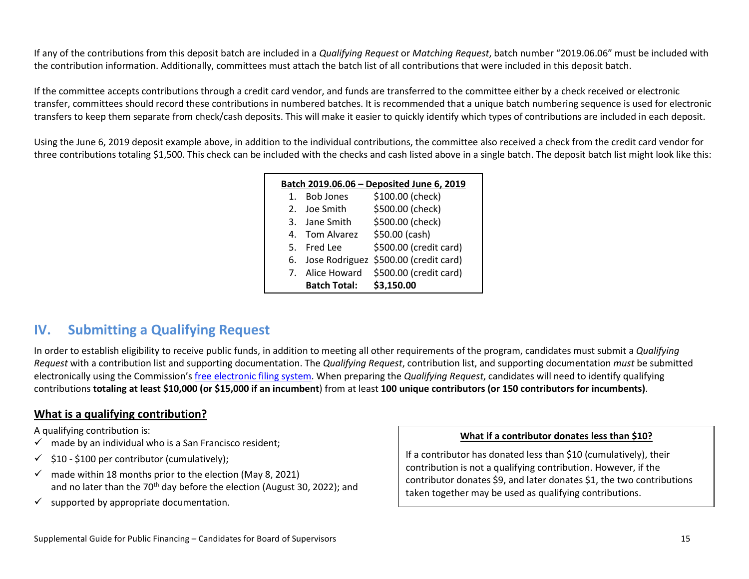If any of the contributions from this deposit batch are included in a *Qualifying Request* or *Matching Request*, batch number "2019.06.06" must be included with the contribution information. Additionally, committees must attach the batch list of all contributions that were included in this deposit batch.

If the committee accepts contributions through a credit card vendor, and funds are transferred to the committee either by a check received or electronic transfer, committees should record these contributions in numbered batches. It is recommended that a unique batch numbering sequence is used for electronic transfers to keep them separate from check/cash deposits. This will make it easier to quickly identify which types of contributions are included in each deposit.

Using the June 6, 2019 deposit example above, in addition to the individual contributions, the committee also received a check from the credit card vendor for three contributions totaling $1,500. This check can be included with the checks and cash listed above in a single batch. The deposit batch list might look like this:

| Batch 2019.06.06 – Deposited June 6, 2019 | | |
|---|---|---|
| 1. | Bob Jones | $100.00 (check) |
| 2. | Joe Smith | $500.00 (check) |
| 3. | Jane Smith | $500.00 (check) |
| 4. | Tom Alvarez | $50.00 (cash) |
| 5. | Fred Lee | $500.00 (credit card) |
| 6. | Jose Rodriguez | $500.00 (credit card) |
| 7. | Alice Howard | $500.00 (credit card) |
| | **Batch Total:** | **$3,150.00** |

## IV. Submitting a Qualifying Request

In order to establish eligibility to receive public funds, in addition to meeting all other requirements of the program, candidates must submit a *Qualifying Request* with a contribution list and supporting documentation. The *Qualifying Request*, contribution list, and supporting documentation *must* be submitted electronically using the Commission's free electronic filing system. When preparing the *Qualifying Request*, candidates will need to identify qualifying contributions **totaling at least $10,000 (or $15,000 if an incumbent**) from at least **100 unique contributors (or 150 contributors for incumbents)**.

### What is a qualifying contribution?

A qualifying contribution is:

- ✓ made by an individual who is a San Francisco resident;
- ✓ $10 - $100 per contributor (cumulatively);
- ✓ made within 18 months prior to the election (May 8, 2021) and no later than the 70th day before the election (August 30, 2022); and
- ✓ supported by appropriate documentation.

**What if a contributor donates less than $10?**

If a contributor has donated less than $10 (cumulatively), their contribution is not a qualifying contribution. However, if the contributor donates $9, and later donates $1, the two contributions taken together may be used as qualifying contributions.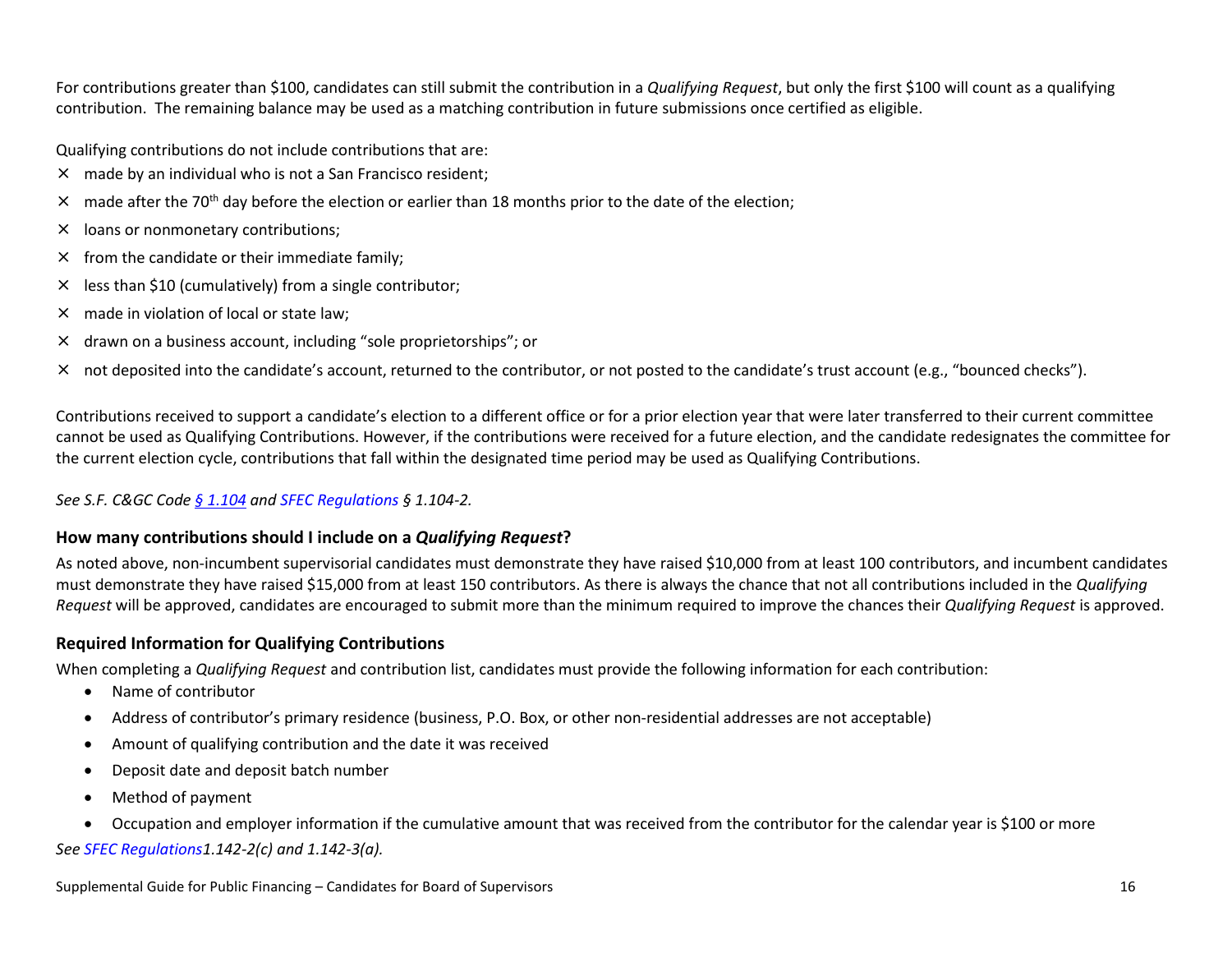For contributions greater than $100, candidates can still submit the contribution in a *Qualifying Request*, but only the first $100 will count as a qualifying contribution. The remaining balance may be used as a matching contribution in future submissions once certified as eligible.

Qualifying contributions do not include contributions that are:

- × made by an individual who is not a San Francisco resident;
- × made after the 70th day before the election or earlier than 18 months prior to the date of the election;
- × loans or nonmonetary contributions;
- × from the candidate or their immediate family;
- × less than $10 (cumulatively) from a single contributor;
- × made in violation of local or state law;
- × drawn on a business account, including "sole proprietorships"; or
- × not deposited into the candidate's account, returned to the contributor, or not posted to the candidate's trust account (e.g., "bounced checks").

Contributions received to support a candidate's election to a different office or for a prior election year that were later transferred to their current committee cannot be used as Qualifying Contributions. However, if the contributions were received for a future election, and the candidate redesignates the committee for the current election cycle, contributions that fall within the designated time period may be used as Qualifying Contributions.

*See S.F. C&GC Code § 1.104 and SFEC Regulations § 1.104-2.*

### How many contributions should I include on a *Qualifying Request*?

As noted above, non-incumbent supervisorial candidates must demonstrate they have raised $10,000 from at least 100 contributors, and incumbent candidates must demonstrate they have raised $15,000 from at least 150 contributors. As there is always the chance that not all contributions included in the *Qualifying Request* will be approved, candidates are encouraged to submit more than the minimum required to improve the chances their *Qualifying Request* is approved.

### Required Information for Qualifying Contributions

When completing a *Qualifying Request* and contribution list, candidates must provide the following information for each contribution:

- Name of contributor
- Address of contributor's primary residence (business, P.O. Box, or other non-residential addresses are not acceptable)
- Amount of qualifying contribution and the date it was received
- Deposit date and deposit batch number
- Method of payment
- Occupation and employer information if the cumulative amount that was received from the contributor for the calendar year is $100 or more

*See SFEC Regulations1.142-2(c) and 1.142-3(a).*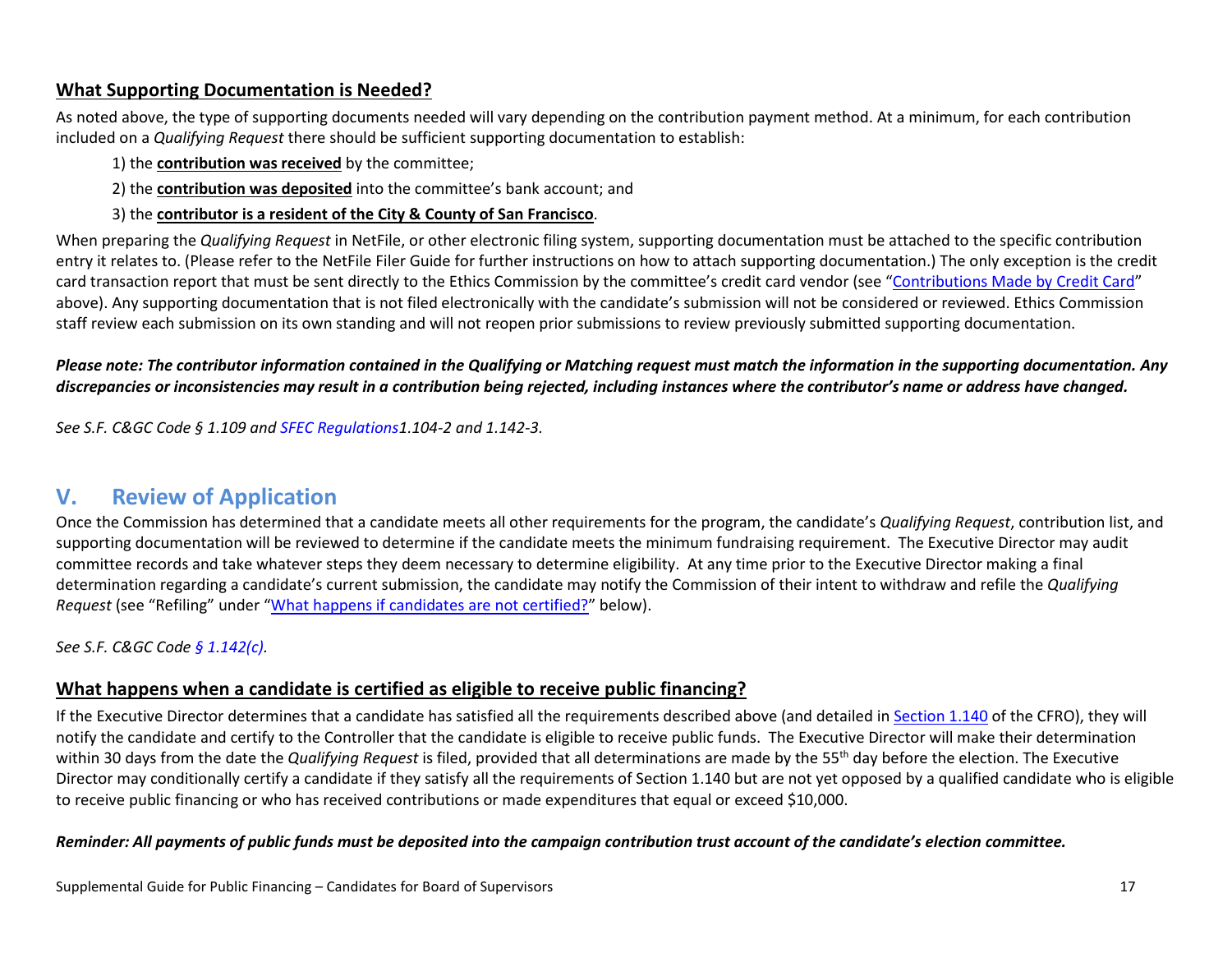## What Supporting Documentation is Needed?

As noted above, the type of supporting documents needed will vary depending on the contribution payment method. At a minimum, for each contribution included on a *Qualifying Request* there should be sufficient supporting documentation to establish:

1) the **contribution was received** by the committee;

2) the **contribution was deposited** into the committee's bank account; and

3) the **contributor is a resident of the City & County of San Francisco**.

When preparing the *Qualifying Request* in NetFile, or other electronic filing system, supporting documentation must be attached to the specific contribution entry it relates to. (Please refer to the NetFile Filer Guide for further instructions on how to attach supporting documentation.) The only exception is the credit card transaction report that must be sent directly to the Ethics Commission by the committee's credit card vendor (see "Contributions Made by Credit Card" above). Any supporting documentation that is not filed electronically with the candidate's submission will not be considered or reviewed. Ethics Commission staff review each submission on its own standing and will not reopen prior submissions to review previously submitted supporting documentation.

***Please note: The contributor information contained in the Qualifying or Matching request must match the information in the supporting documentation. Any discrepancies or inconsistencies may result in a contribution being rejected, including instances where the contributor's name or address have changed.***

*See S.F. C&GC Code § 1.109 and SFEC Regulations1.104-2 and 1.142-3.*

# V. Review of Application

Once the Commission has determined that a candidate meets all other requirements for the program, the candidate's *Qualifying Request*, contribution list, and supporting documentation will be reviewed to determine if the candidate meets the minimum fundraising requirement. The Executive Director may audit committee records and take whatever steps they deem necessary to determine eligibility. At any time prior to the Executive Director making a final determination regarding a candidate's current submission, the candidate may notify the Commission of their intent to withdraw and refile the *Qualifying Request* (see "Refiling" under "What happens if candidates are not certified?" below).

*See S.F. C&GC Code § 1.142(c).*

## What happens when a candidate is certified as eligible to receive public financing?

If the Executive Director determines that a candidate has satisfied all the requirements described above (and detailed in Section 1.140 of the CFRO), they will notify the candidate and certify to the Controller that the candidate is eligible to receive public funds. The Executive Director will make their determination within 30 days from the date the *Qualifying Request* is filed, provided that all determinations are made by the 55th day before the election. The Executive Director may conditionally certify a candidate if they satisfy all the requirements of Section 1.140 but are not yet opposed by a qualified candidate who is eligible to receive public financing or who has received contributions or made expenditures that equal or exceed $10,000.

***Reminder: All payments of public funds must be deposited into the campaign contribution trust account of the candidate's election committee.***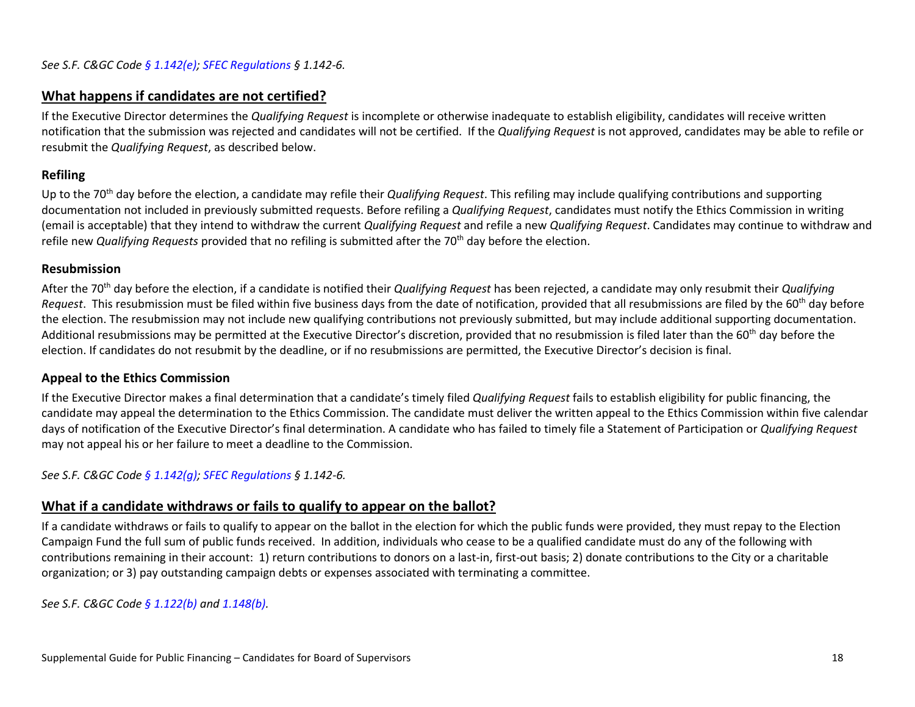*See S.F. C&GC Code § 1.142(e); SFEC Regulations § 1.142-6.*

## What happens if candidates are not certified?

If the Executive Director determines the *Qualifying Request* is incomplete or otherwise inadequate to establish eligibility, candidates will receive written notification that the submission was rejected and candidates will not be certified. If the *Qualifying Request* is not approved, candidates may be able to refile or resubmit the *Qualifying Request*, as described below.

### Refiling

Up to the 70th day before the election, a candidate may refile their *Qualifying Request*. This refiling may include qualifying contributions and supporting documentation not included in previously submitted requests. Before refiling a *Qualifying Request*, candidates must notify the Ethics Commission in writing (email is acceptable) that they intend to withdraw the current *Qualifying Request* and refile a new *Qualifying Request*. Candidates may continue to withdraw and refile new *Qualifying Requests* provided that no refiling is submitted after the 70th day before the election.

### Resubmission

After the 70th day before the election, if a candidate is notified their *Qualifying Request* has been rejected, a candidate may only resubmit their *Qualifying Request*. This resubmission must be filed within five business days from the date of notification, provided that all resubmissions are filed by the 60th day before the election. The resubmission may not include new qualifying contributions not previously submitted, but may include additional supporting documentation. Additional resubmissions may be permitted at the Executive Director's discretion, provided that no resubmission is filed later than the 60th day before the election. If candidates do not resubmit by the deadline, or if no resubmissions are permitted, the Executive Director's decision is final.

### Appeal to the Ethics Commission

If the Executive Director makes a final determination that a candidate's timely filed *Qualifying Request* fails to establish eligibility for public financing, the candidate may appeal the determination to the Ethics Commission. The candidate must deliver the written appeal to the Ethics Commission within five calendar days of notification of the Executive Director's final determination. A candidate who has failed to timely file a Statement of Participation or *Qualifying Request* may not appeal his or her failure to meet a deadline to the Commission.

*See S.F. C&GC Code § 1.142(g); SFEC Regulations § 1.142-6.*

## What if a candidate withdraws or fails to qualify to appear on the ballot?

If a candidate withdraws or fails to qualify to appear on the ballot in the election for which the public funds were provided, they must repay to the Election Campaign Fund the full sum of public funds received. In addition, individuals who cease to be a qualified candidate must do any of the following with contributions remaining in their account: 1) return contributions to donors on a last-in, first-out basis; 2) donate contributions to the City or a charitable organization; or 3) pay outstanding campaign debts or expenses associated with terminating a committee.

*See S.F. C&GC Code § 1.122(b) and 1.148(b).*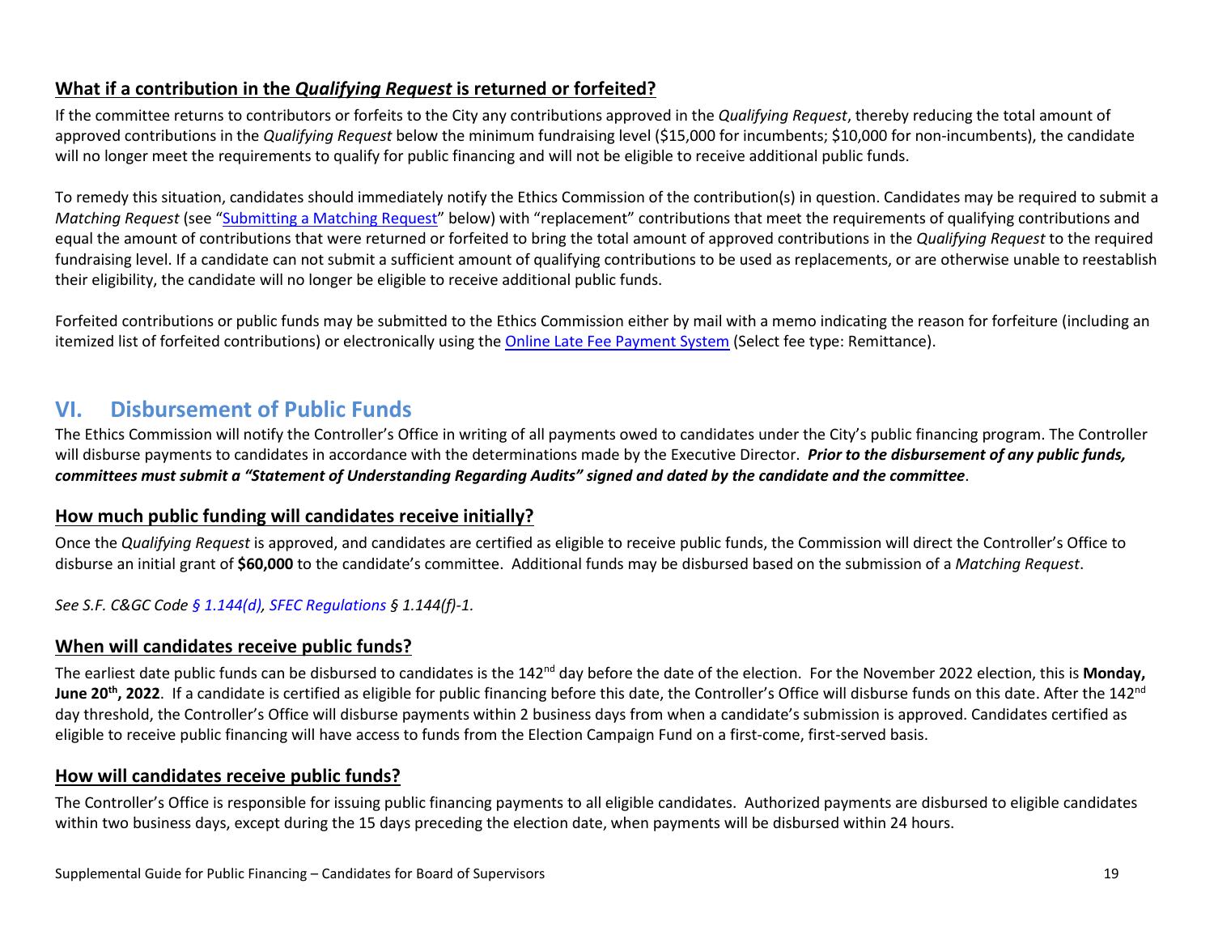### What if a contribution in the *Qualifying Request* is returned or forfeited?

If the committee returns to contributors or forfeits to the City any contributions approved in the *Qualifying Request*, thereby reducing the total amount of approved contributions in the *Qualifying Request* below the minimum fundraising level ($15,000 for incumbents; $10,000 for non-incumbents), the candidate will no longer meet the requirements to qualify for public financing and will not be eligible to receive additional public funds.

To remedy this situation, candidates should immediately notify the Ethics Commission of the contribution(s) in question. Candidates may be required to submit a *Matching Request* (see "Submitting a Matching Request" below) with "replacement" contributions that meet the requirements of qualifying contributions and equal the amount of contributions that were returned or forfeited to bring the total amount of approved contributions in the *Qualifying Request* to the required fundraising level. If a candidate can not submit a sufficient amount of qualifying contributions to be used as replacements, or are otherwise unable to reestablish their eligibility, the candidate will no longer be eligible to receive additional public funds.

Forfeited contributions or public funds may be submitted to the Ethics Commission either by mail with a memo indicating the reason for forfeiture (including an itemized list of forfeited contributions) or electronically using the Online Late Fee Payment System (Select fee type: Remittance).

## VI. Disbursement of Public Funds

The Ethics Commission will notify the Controller's Office in writing of all payments owed to candidates under the City's public financing program. The Controller will disburse payments to candidates in accordance with the determinations made by the Executive Director. ***Prior to the disbursement of any public funds, committees must submit a "Statement of Understanding Regarding Audits" signed and dated by the candidate and the committee***.

### How much public funding will candidates receive initially?

Once the *Qualifying Request* is approved, and candidates are certified as eligible to receive public funds, the Commission will direct the Controller's Office to disburse an initial grant of **$60,000** to the candidate's committee. Additional funds may be disbursed based on the submission of a *Matching Request*.

*See S.F. C&GC Code § 1.144(d), SFEC Regulations § 1.144(f)-1.*

### When will candidates receive public funds?

The earliest date public funds can be disbursed to candidates is the 142nd day before the date of the election. For the November 2022 election, this is **Monday, June 20th, 2022**. If a candidate is certified as eligible for public financing before this date, the Controller's Office will disburse funds on this date. After the 142nd day threshold, the Controller's Office will disburse payments within 2 business days from when a candidate's submission is approved. Candidates certified as eligible to receive public financing will have access to funds from the Election Campaign Fund on a first-come, first-served basis.

### How will candidates receive public funds?

The Controller's Office is responsible for issuing public financing payments to all eligible candidates. Authorized payments are disbursed to eligible candidates within two business days, except during the 15 days preceding the election date, when payments will be disbursed within 24 hours.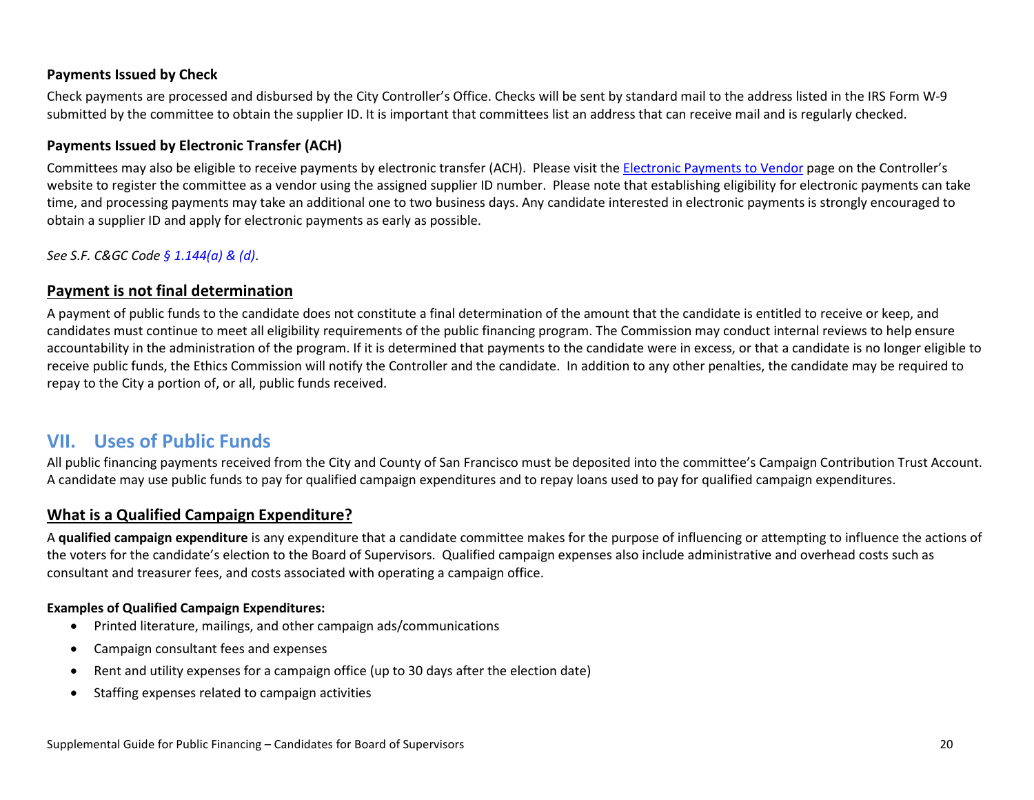### Payments Issued by Check

Check payments are processed and disbursed by the City Controller's Office. Checks will be sent by standard mail to the address listed in the IRS Form W-9 submitted by the committee to obtain the supplier ID. It is important that committees list an address that can receive mail and is regularly checked.

### Payments Issued by Electronic Transfer (ACH)

Committees may also be eligible to receive payments by electronic transfer (ACH). Please visit the [Electronic Payments to Vendor] page on the Controller's website to register the committee as a vendor using the assigned supplier ID number. Please note that establishing eligibility for electronic payments can take time, and processing payments may take an additional one to two business days. Any candidate interested in electronic payments is strongly encouraged to obtain a supplier ID and apply for electronic payments as early as possible.

*See S.F. C&GC Code § 1.144(a) & (d).*

## Payment is not final determination

A payment of public funds to the candidate does not constitute a final determination of the amount that the candidate is entitled to receive or keep, and candidates must continue to meet all eligibility requirements of the public financing program. The Commission may conduct internal reviews to help ensure accountability in the administration of the program. If it is determined that payments to the candidate were in excess, or that a candidate is no longer eligible to receive public funds, the Ethics Commission will notify the Controller and the candidate. In addition to any other penalties, the candidate may be required to repay to the City a portion of, or all, public funds received.

# VII. Uses of Public Funds

All public financing payments received from the City and County of San Francisco must be deposited into the committee's Campaign Contribution Trust Account. A candidate may use public funds to pay for qualified campaign expenditures and to repay loans used to pay for qualified campaign expenditures.

## What is a Qualified Campaign Expenditure?

A **qualified campaign expenditure** is any expenditure that a candidate committee makes for the purpose of influencing or attempting to influence the actions of the voters for the candidate's election to the Board of Supervisors. Qualified campaign expenses also include administrative and overhead costs such as consultant and treasurer fees, and costs associated with operating a campaign office.

**Examples of Qualified Campaign Expenditures:**

- Printed literature, mailings, and other campaign ads/communications
- Campaign consultant fees and expenses
- Rent and utility expenses for a campaign office (up to 30 days after the election date)
- Staffing expenses related to campaign activities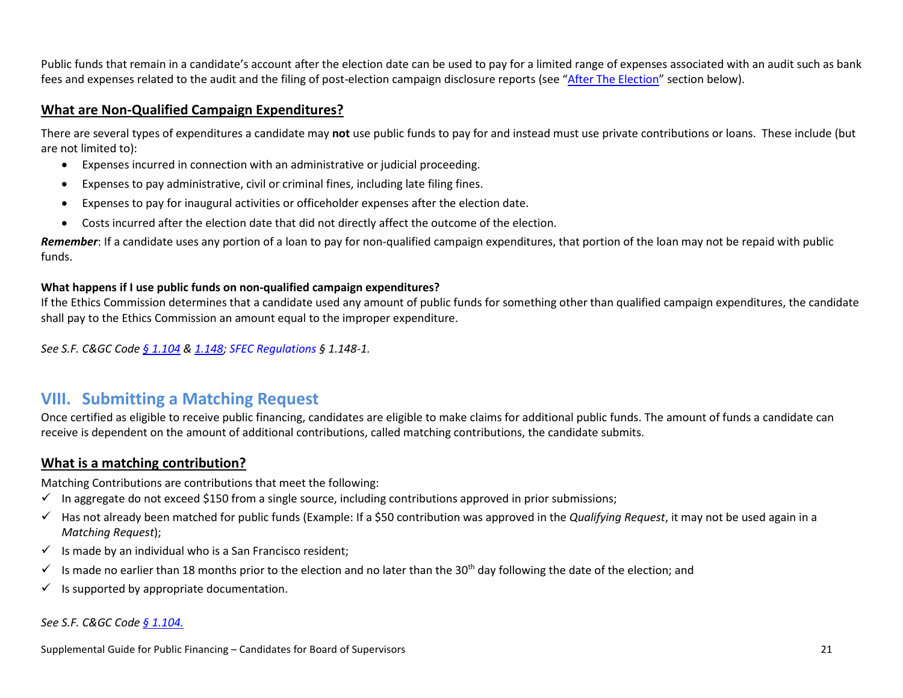Public funds that remain in a candidate's account after the election date can be used to pay for a limited range of expenses associated with an audit such as bank fees and expenses related to the audit and the filing of post-election campaign disclosure reports (see "After The Election" section below).

### What are Non-Qualified Campaign Expenditures?

There are several types of expenditures a candidate may **not** use public funds to pay for and instead must use private contributions or loans. These include (but are not limited to):

- Expenses incurred in connection with an administrative or judicial proceeding.
- Expenses to pay administrative, civil or criminal fines, including late filing fines.
- Expenses to pay for inaugural activities or officeholder expenses after the election date.
- Costs incurred after the election date that did not directly affect the outcome of the election.

***Remember***: If a candidate uses any portion of a loan to pay for non-qualified campaign expenditures, that portion of the loan may not be repaid with public funds.

**What happens if I use public funds on non-qualified campaign expenditures?**
If the Ethics Commission determines that a candidate used any amount of public funds for something other than qualified campaign expenditures, the candidate shall pay to the Ethics Commission an amount equal to the improper expenditure.

*See S.F. C&GC Code § 1.104 & 1.148; SFEC Regulations § 1.148-1.*

## VIII. Submitting a Matching Request

Once certified as eligible to receive public financing, candidates are eligible to make claims for additional public funds. The amount of funds a candidate can receive is dependent on the amount of additional contributions, called matching contributions, the candidate submits.

### What is a matching contribution?

Matching Contributions are contributions that meet the following:

- ✓ In aggregate do not exceed $150 from a single source, including contributions approved in prior submissions;
- ✓ Has not already been matched for public funds (Example: If a $50 contribution was approved in the *Qualifying Request*, it may not be used again in a *Matching Request*);
- ✓ Is made by an individual who is a San Francisco resident;
- ✓ Is made no earlier than 18 months prior to the election and no later than the 30th day following the date of the election; and
- ✓ Is supported by appropriate documentation.

*See S.F. C&GC Code § 1.104.*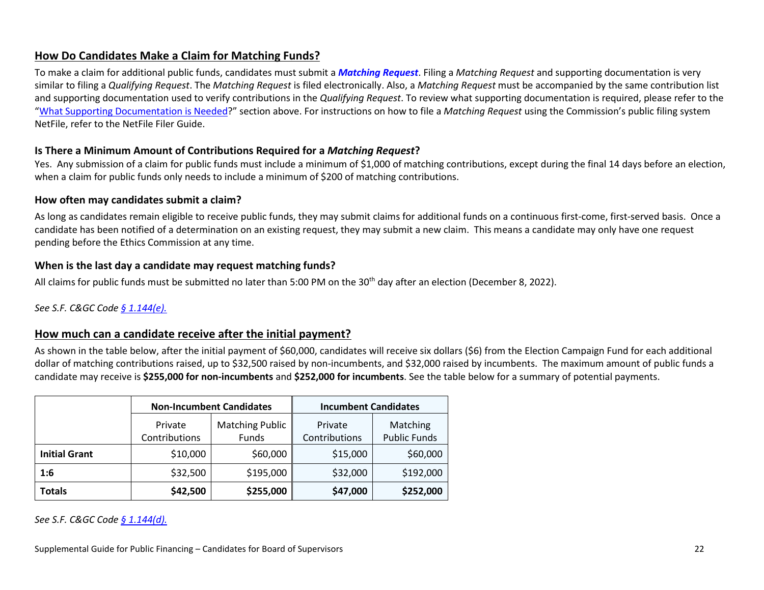## How Do Candidates Make a Claim for Matching Funds?

To make a claim for additional public funds, candidates must submit a ***Matching Request***. Filing a *Matching Request* and supporting documentation is very similar to filing a *Qualifying Request*. The *Matching Request* is filed electronically. Also, a *Matching Request* must be accompanied by the same contribution list and supporting documentation used to verify contributions in the *Qualifying Request*. To review what supporting documentation is required, please refer to the "What Supporting Documentation is Needed?" section above. For instructions on how to file a *Matching Request* using the Commission's public filing system NetFile, refer to the NetFile Filer Guide.

### Is There a Minimum Amount of Contributions Required for a *Matching Request*?

Yes. Any submission of a claim for public funds must include a minimum of $1,000 of matching contributions, except during the final 14 days before an election, when a claim for public funds only needs to include a minimum of $200 of matching contributions.

### How often may candidates submit a claim?

As long as candidates remain eligible to receive public funds, they may submit claims for additional funds on a continuous first-come, first-served basis. Once a candidate has been notified of a determination on an existing request, they may submit a new claim. This means a candidate may only have one request pending before the Ethics Commission at any time.

### When is the last day a candidate may request matching funds?

All claims for public funds must be submitted no later than 5:00 PM on the 30th day after an election (December 8, 2022).

*See S.F. C&GC Code § 1.144(e).*

## How much can a candidate receive after the initial payment?

As shown in the table below, after the initial payment of $60,000, candidates will receive six dollars ($6) from the Election Campaign Fund for each additional dollar of matching contributions raised, up to $32,500 raised by non-incumbents, and $32,000 raised by incumbents. The maximum amount of public funds a candidate may receive is **$255,000 for non-incumbents** and **$252,000 for incumbents**. See the table below for a summary of potential payments.

| | Non-Incumbent Candidates | | Incumbent Candidates | |
|---|---|---|---|---|
| | Private Contributions | Matching Public Funds | Private Contributions | Matching Public Funds |
| **Initial Grant** | $10,000 | $60,000 | $15,000 | $60,000 |
| **1:6** | $32,500 | $195,000 | $32,000 | $192,000 |
| **Totals** | **$42,500** | **$255,000** | **$47,000** | **$252,000** |

*See S.F. C&GC Code § 1.144(d).*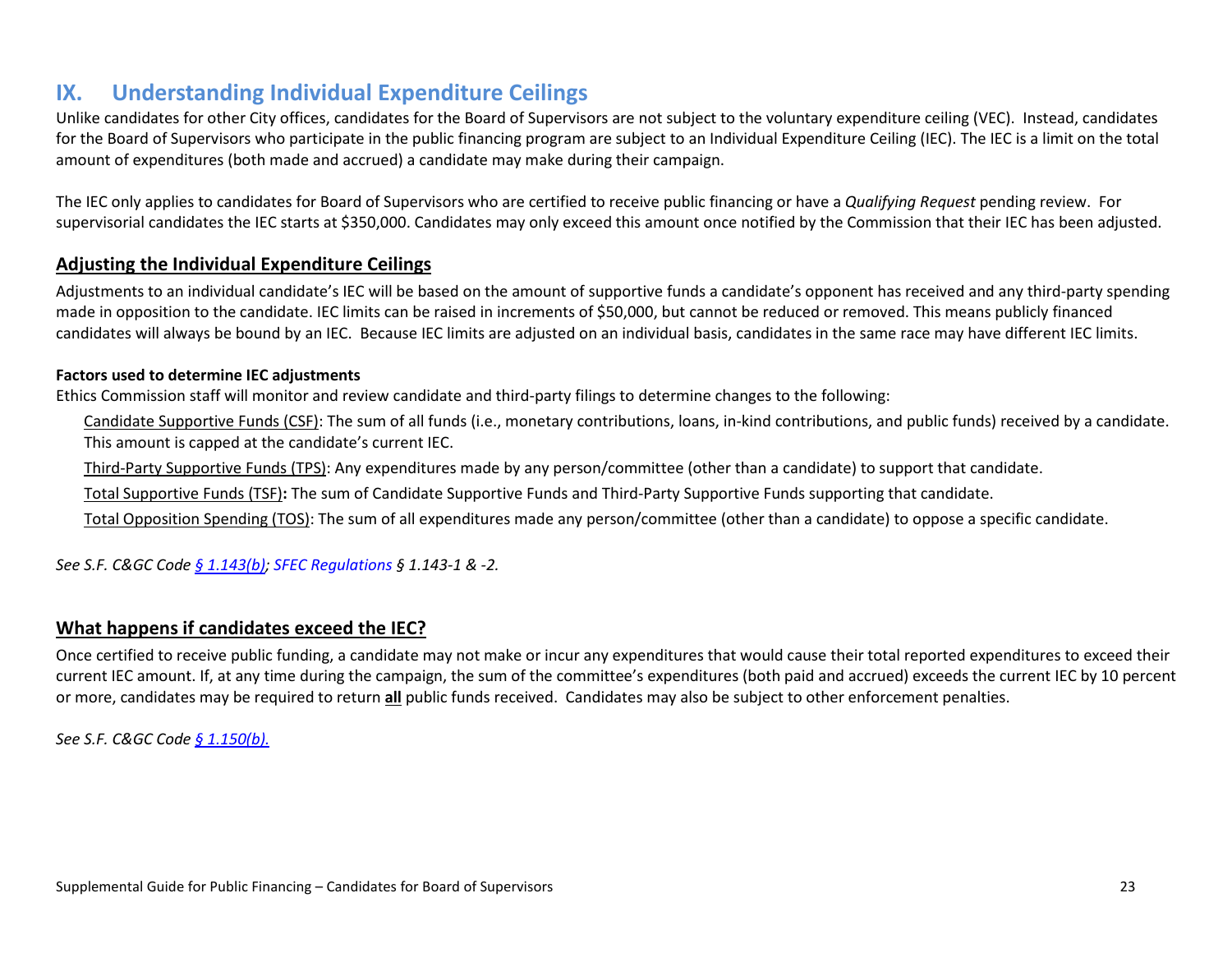# IX. Understanding Individual Expenditure Ceilings

Unlike candidates for other City offices, candidates for the Board of Supervisors are not subject to the voluntary expenditure ceiling (VEC). Instead, candidates for the Board of Supervisors who participate in the public financing program are subject to an Individual Expenditure Ceiling (IEC). The IEC is a limit on the total amount of expenditures (both made and accrued) a candidate may make during their campaign.

The IEC only applies to candidates for Board of Supervisors who are certified to receive public financing or have a *Qualifying Request* pending review. For supervisorial candidates the IEC starts at $350,000. Candidates may only exceed this amount once notified by the Commission that their IEC has been adjusted.

## Adjusting the Individual Expenditure Ceilings

Adjustments to an individual candidate's IEC will be based on the amount of supportive funds a candidate's opponent has received and any third-party spending made in opposition to the candidate. IEC limits can be raised in increments of $50,000, but cannot be reduced or removed. This means publicly financed candidates will always be bound by an IEC. Because IEC limits are adjusted on an individual basis, candidates in the same race may have different IEC limits.

**Factors used to determine IEC adjustments**

Ethics Commission staff will monitor and review candidate and third-party filings to determine changes to the following:

Candidate Supportive Funds (CSF): The sum of all funds (i.e., monetary contributions, loans, in-kind contributions, and public funds) received by a candidate. This amount is capped at the candidate's current IEC.

Third-Party Supportive Funds (TPS): Any expenditures made by any person/committee (other than a candidate) to support that candidate.

Total Supportive Funds (TSF)**:** The sum of Candidate Supportive Funds and Third-Party Supportive Funds supporting that candidate.

Total Opposition Spending (TOS): The sum of all expenditures made any person/committee (other than a candidate) to oppose a specific candidate.

*See S.F. C&GC Code § 1.143(b); SFEC Regulations § 1.143-1 & -2.*

## What happens if candidates exceed the IEC?

Once certified to receive public funding, a candidate may not make or incur any expenditures that would cause their total reported expenditures to exceed their current IEC amount. If, at any time during the campaign, the sum of the committee's expenditures (both paid and accrued) exceeds the current IEC by 10 percent or more, candidates may be required to return **all** public funds received. Candidates may also be subject to other enforcement penalties.

*See S.F. C&GC Code § 1.150(b).*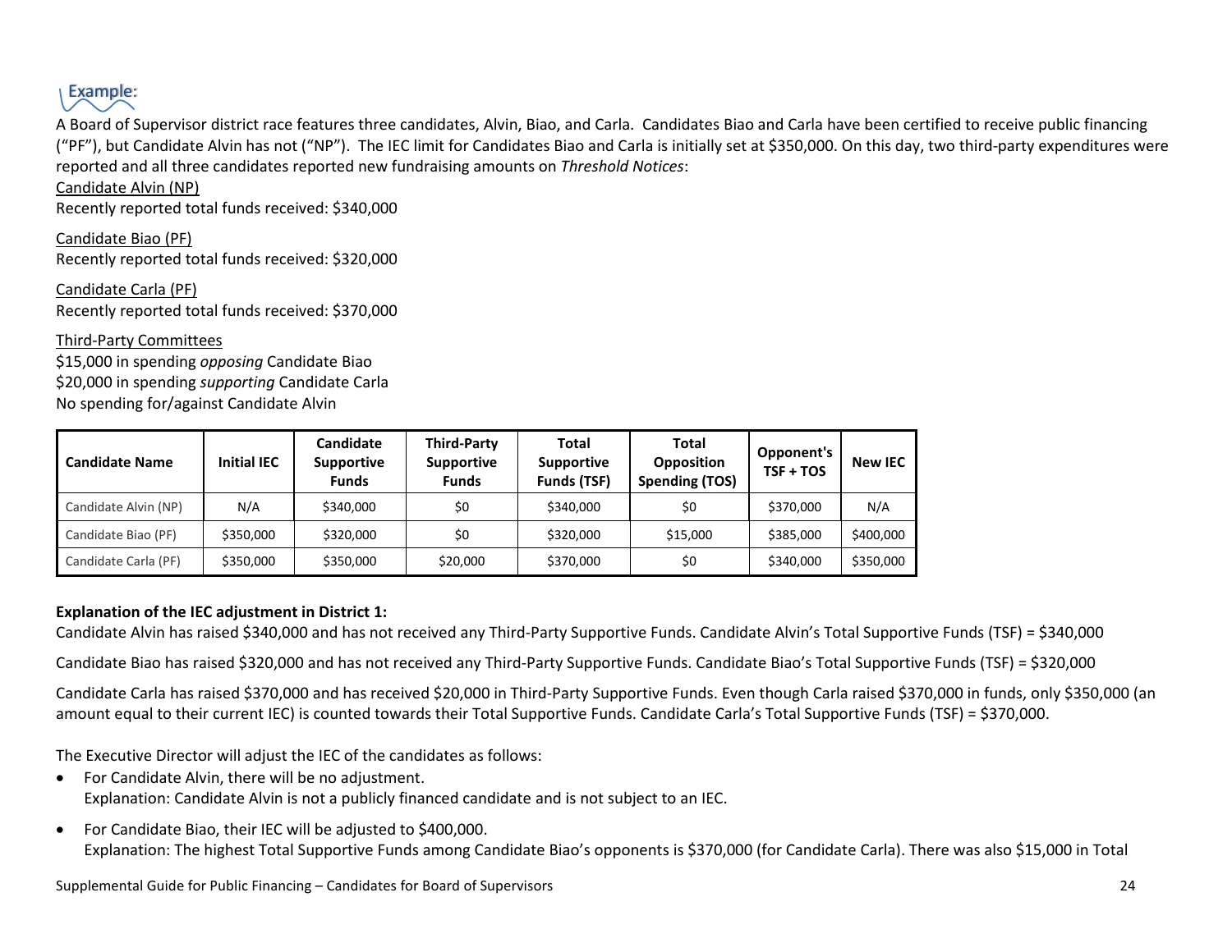### Example:

A Board of Supervisor district race features three candidates, Alvin, Biao, and Carla. Candidates Biao and Carla have been certified to receive public financing ("PF"), but Candidate Alvin has not ("NP"). The IEC limit for Candidates Biao and Carla is initially set at $350,000. On this day, two third-party expenditures were reported and all three candidates reported new fundraising amounts on *Threshold Notices*:

Candidate Alvin (NP)
Recently reported total funds received: $340,000

Candidate Biao (PF)
Recently reported total funds received: $320,000

Candidate Carla (PF)
Recently reported total funds received: $370,000

Third-Party Committees
$15,000 in spending *opposing* Candidate Biao
$20,000 in spending *supporting* Candidate Carla
No spending for/against Candidate Alvin

| Candidate Name | Initial IEC | Candidate Supportive Funds | Third-Party Supportive Funds | Total Supportive Funds (TSF) | Total Opposition Spending (TOS) | Opponent's TSF + TOS | New IEC |
|---|---|---|---|---|---|---|---|
| Candidate Alvin (NP) | N/A | $340,000 | $0 | $340,000 | $0 | $370,000 | N/A |
| Candidate Biao (PF) | $350,000 | $320,000 | $0 | $320,000 | $15,000 | $385,000 | $400,000 |
| Candidate Carla (PF) | $350,000 | $350,000 | $20,000 | $370,000 | $0 | $340,000 | $350,000 |

**Explanation of the IEC adjustment in District 1:**

Candidate Alvin has raised $340,000 and has not received any Third-Party Supportive Funds. Candidate Alvin's Total Supportive Funds (TSF) = $340,000

Candidate Biao has raised $320,000 and has not received any Third-Party Supportive Funds. Candidate Biao's Total Supportive Funds (TSF) = $320,000

Candidate Carla has raised $370,000 and has received $20,000 in Third-Party Supportive Funds. Even though Carla raised $370,000 in funds, only $350,000 (an amount equal to their current IEC) is counted towards their Total Supportive Funds. Candidate Carla's Total Supportive Funds (TSF) = $370,000.

The Executive Director will adjust the IEC of the candidates as follows:

- For Candidate Alvin, there will be no adjustment.
  Explanation: Candidate Alvin is not a publicly financed candidate and is not subject to an IEC.
- For Candidate Biao, their IEC will be adjusted to $400,000.
  Explanation: The highest Total Supportive Funds among Candidate Biao's opponents is $370,000 (for Candidate Carla). There was also $15,000 in Total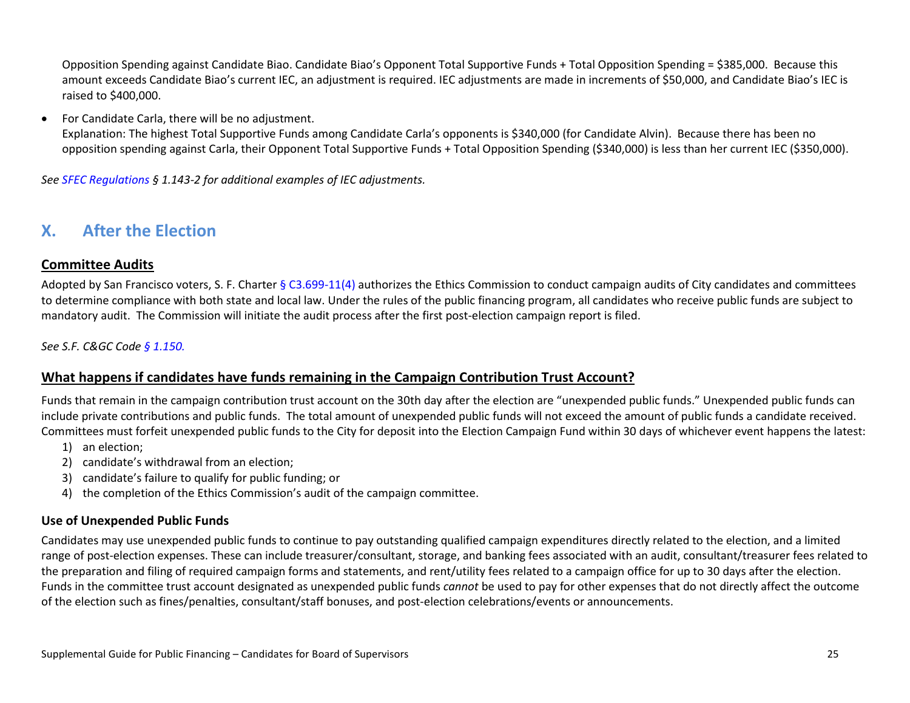Opposition Spending against Candidate Biao. Candidate Biao's Opponent Total Supportive Funds + Total Opposition Spending = $385,000. Because this amount exceeds Candidate Biao's current IEC, an adjustment is required. IEC adjustments are made in increments of $50,000, and Candidate Biao's IEC is raised to $400,000.

- For Candidate Carla, there will be no adjustment.
  Explanation: The highest Total Supportive Funds among Candidate Carla's opponents is $340,000 (for Candidate Alvin). Because there has been no opposition spending against Carla, their Opponent Total Supportive Funds + Total Opposition Spending ($340,000) is less than her current IEC ($350,000).

*See SFEC Regulations § 1.143-2 for additional examples of IEC adjustments.*

## X. After the Election

### Committee Audits

Adopted by San Francisco voters, S. F. Charter § C3.699-11(4) authorizes the Ethics Commission to conduct campaign audits of City candidates and committees to determine compliance with both state and local law. Under the rules of the public financing program, all candidates who receive public funds are subject to mandatory audit. The Commission will initiate the audit process after the first post-election campaign report is filed.

*See S.F. C&GC Code § 1.150.*

### What happens if candidates have funds remaining in the Campaign Contribution Trust Account?

Funds that remain in the campaign contribution trust account on the 30th day after the election are "unexpended public funds." Unexpended public funds can include private contributions and public funds. The total amount of unexpended public funds will not exceed the amount of public funds a candidate received. Committees must forfeit unexpended public funds to the City for deposit into the Election Campaign Fund within 30 days of whichever event happens the latest:

1) an election;
2) candidate's withdrawal from an election;
3) candidate's failure to qualify for public funding; or
4) the completion of the Ethics Commission's audit of the campaign committee.

#### Use of Unexpended Public Funds

Candidates may use unexpended public funds to continue to pay outstanding qualified campaign expenditures directly related to the election, and a limited range of post-election expenses. These can include treasurer/consultant, storage, and banking fees associated with an audit, consultant/treasurer fees related to the preparation and filing of required campaign forms and statements, and rent/utility fees related to a campaign office for up to 30 days after the election. Funds in the committee trust account designated as unexpended public funds *cannot* be used to pay for other expenses that do not directly affect the outcome of the election such as fines/penalties, consultant/staff bonuses, and post-election celebrations/events or announcements.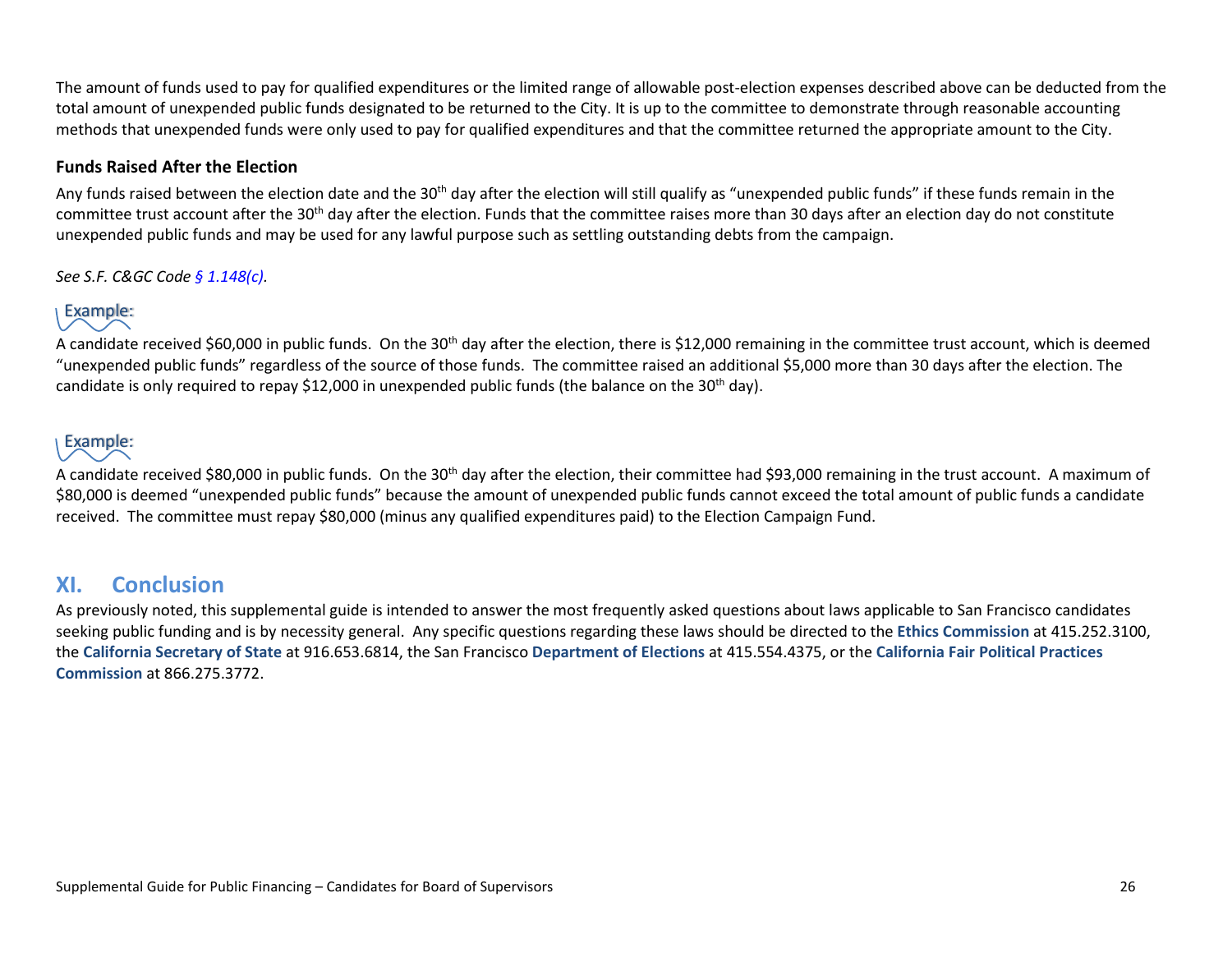The amount of funds used to pay for qualified expenditures or the limited range of allowable post-election expenses described above can be deducted from the total amount of unexpended public funds designated to be returned to the City. It is up to the committee to demonstrate through reasonable accounting methods that unexpended funds were only used to pay for qualified expenditures and that the committee returned the appropriate amount to the City.

**Funds Raised After the Election**

Any funds raised between the election date and the 30th day after the election will still qualify as "unexpended public funds" if these funds remain in the committee trust account after the 30th day after the election. Funds that the committee raises more than 30 days after an election day do not constitute unexpended public funds and may be used for any lawful purpose such as settling outstanding debts from the campaign.

*See S.F. C&GC Code § 1.148(c).*

Example:

A candidate received $60,000 in public funds. On the 30th day after the election, there is $12,000 remaining in the committee trust account, which is deemed "unexpended public funds" regardless of the source of those funds. The committee raised an additional $5,000 more than 30 days after the election. The candidate is only required to repay $12,000 in unexpended public funds (the balance on the 30th day).

Example:

A candidate received $80,000 in public funds. On the 30th day after the election, their committee had $93,000 remaining in the trust account. A maximum of $80,000 is deemed "unexpended public funds" because the amount of unexpended public funds cannot exceed the total amount of public funds a candidate received. The committee must repay $80,000 (minus any qualified expenditures paid) to the Election Campaign Fund.

## XI. Conclusion

As previously noted, this supplemental guide is intended to answer the most frequently asked questions about laws applicable to San Francisco candidates seeking public funding and is by necessity general. Any specific questions regarding these laws should be directed to the **Ethics Commission** at 415.252.3100, the **California Secretary of State** at 916.653.6814, the San Francisco **Department of Elections** at 415.554.4375, or the **California Fair Political Practices Commission** at 866.275.3772.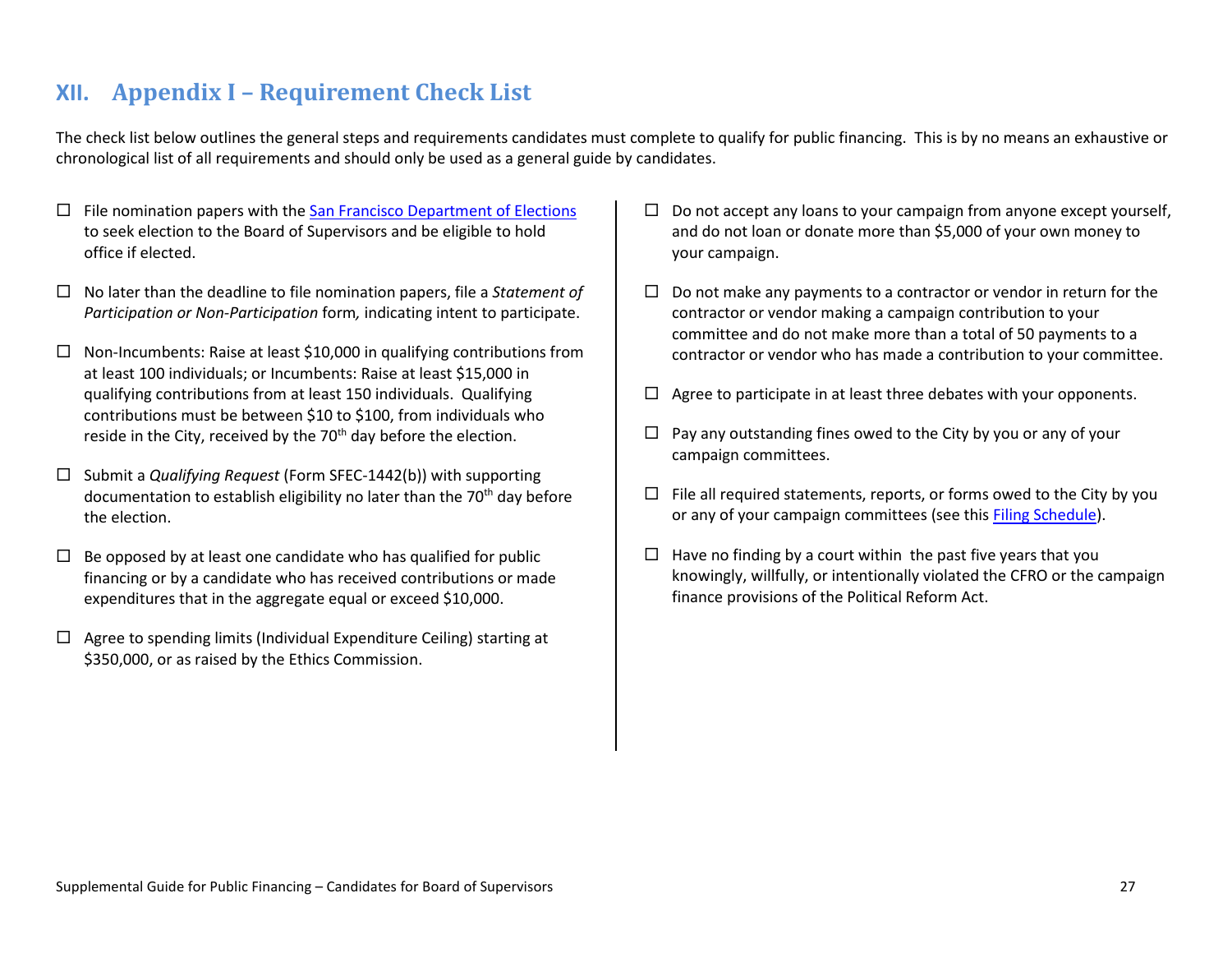## XII. Appendix I – Requirement Check List

The check list below outlines the general steps and requirements candidates must complete to qualify for public financing. This is by no means an exhaustive or chronological list of all requirements and should only be used as a general guide by candidates.

- ☐ File nomination papers with the San Francisco Department of Elections to seek election to the Board of Supervisors and be eligible to hold office if elected.

- ☐ No later than the deadline to file nomination papers, file a *Statement of Participation or Non-Participation* form, indicating intent to participate.

- ☐ Non-Incumbents: Raise at least $10,000 in qualifying contributions from at least 100 individuals; or Incumbents: Raise at least $15,000 in qualifying contributions from at least 150 individuals. Qualifying contributions must be between $10 to $100, from individuals who reside in the City, received by the 70th day before the election.

- ☐ Submit a *Qualifying Request* (Form SFEC-1442(b)) with supporting documentation to establish eligibility no later than the 70th day before the election.

- ☐ Be opposed by at least one candidate who has qualified for public financing or by a candidate who has received contributions or made expenditures that in the aggregate equal or exceed $10,000.

- ☐ Agree to spending limits (Individual Expenditure Ceiling) starting at $350,000, or as raised by the Ethics Commission.

- ☐ Do not accept any loans to your campaign from anyone except yourself, and do not loan or donate more than $5,000 of your own money to your campaign.

- ☐ Do not make any payments to a contractor or vendor in return for the contractor or vendor making a campaign contribution to your committee and do not make more than a total of 50 payments to a contractor or vendor who has made a contribution to your committee.

- ☐ Agree to participate in at least three debates with your opponents.

- ☐ Pay any outstanding fines owed to the City by you or any of your campaign committees.

- ☐ File all required statements, reports, or forms owed to the City by you or any of your campaign committees (see this Filing Schedule).

- ☐ Have no finding by a court within the past five years that you knowingly, willfully, or intentionally violated the CFRO or the campaign finance provisions of the Political Reform Act.